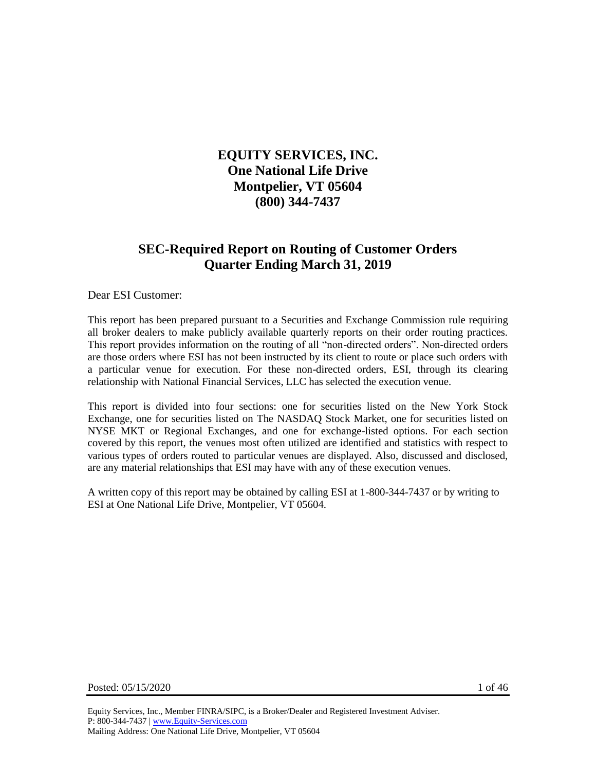# EQUITY SERVICES, INC.
# One National Life Drive
# Montpelier, VT 05604
# (800) 344-7437

## SEC-Required Report on Routing of Customer Orders
## Quarter Ending March 31, 2019

Dear ESI Customer:

This report has been prepared pursuant to a Securities and Exchange Commission rule requiring all broker dealers to make publicly available quarterly reports on their order routing practices. This report provides information on the routing of all "non-directed orders". Non-directed orders are those orders where ESI has not been instructed by its client to route or place such orders with a particular venue for execution. For these non-directed orders, ESI, through its clearing relationship with National Financial Services, LLC has selected the execution venue.

This report is divided into four sections: one for securities listed on the New York Stock Exchange, one for securities listed on The NASDAQ Stock Market, one for securities listed on NYSE MKT or Regional Exchanges, and one for exchange-listed options. For each section covered by this report, the venues most often utilized are identified and statistics with respect to various types of orders routed to particular venues are displayed. Also, discussed and disclosed, are any material relationships that ESI may have with any of these execution venues.

A written copy of this report may be obtained by calling ESI at 1-800-344-7437 or by writing to ESI at One National Life Drive, Montpelier, VT 05604.

Posted: 05/15/2020

Equity Services, Inc., Member FINRA/SIPC, is a Broker/Dealer and Registered Investment Adviser.
P: 800-344-7437 | www.Equity-Services.com
Mailing Address: One National Life Drive, Montpelier, VT 05604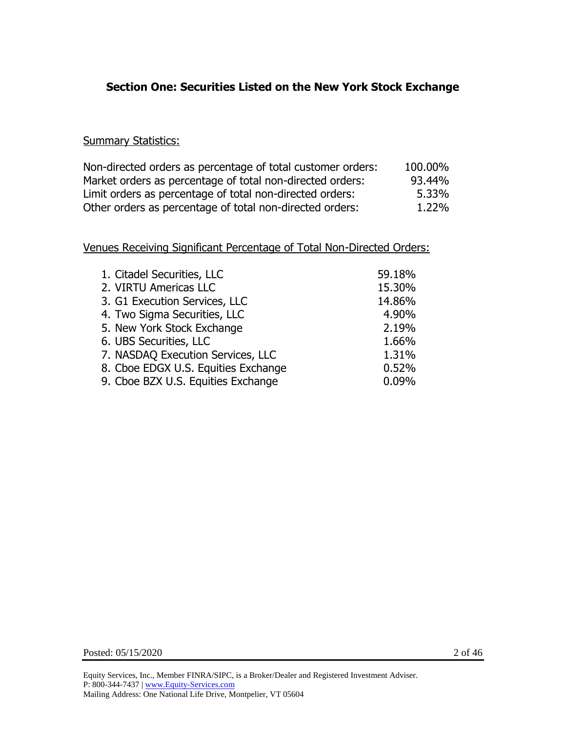## Section One: Securities Listed on the New York Stock Exchange

Summary Statistics:

| | |
|---|---|
| Non-directed orders as percentage of total customer orders: | 100.00% |
| Market orders as percentage of total non-directed orders: | 93.44% |
| Limit orders as percentage of total non-directed orders: | 5.33% |
| Other orders as percentage of total non-directed orders: | 1.22% |

Venues Receiving Significant Percentage of Total Non-Directed Orders:

| | |
|---|---|
| 1. Citadel Securities, LLC | 59.18% |
| 2. VIRTU Americas LLC | 15.30% |
| 3. G1 Execution Services, LLC | 14.86% |
| 4. Two Sigma Securities, LLC | 4.90% |
| 5. New York Stock Exchange | 2.19% |
| 6. UBS Securities, LLC | 1.66% |
| 7. NASDAQ Execution Services, LLC | 1.31% |
| 8. Cboe EDGX U.S. Equities Exchange | 0.52% |
| 9. Cboe BZX U.S. Equities Exchange | 0.09% |

Posted: 05/15/2020

Equity Services, Inc., Member FINRA/SIPC, is a Broker/Dealer and Registered Investment Adviser.
P: 800-344-7437 | www.Equity-Services.com
Mailing Address: One National Life Drive, Montpelier, VT 05604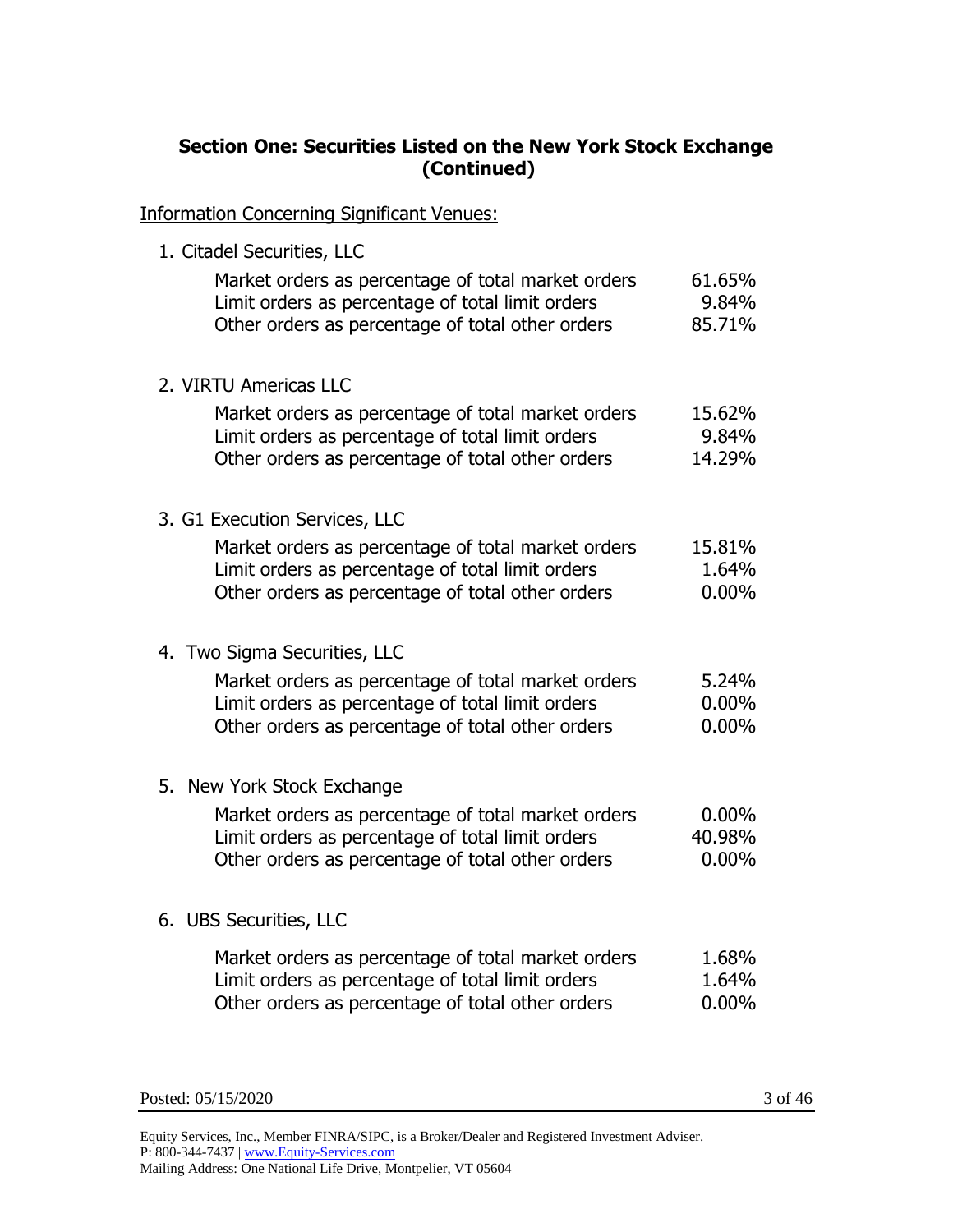## Section One: Securities Listed on the New York Stock Exchange (Continued)

Information Concerning Significant Venues:

1. Citadel Securities, LLC

| | |
|---|---|
| Market orders as percentage of total market orders | 61.65% |
| Limit orders as percentage of total limit orders | 9.84% |
| Other orders as percentage of total other orders | 85.71% |

2. VIRTU Americas LLC

| | |
|---|---|
| Market orders as percentage of total market orders | 15.62% |
| Limit orders as percentage of total limit orders | 9.84% |
| Other orders as percentage of total other orders | 14.29% |

3. G1 Execution Services, LLC

| | |
|---|---|
| Market orders as percentage of total market orders | 15.81% |
| Limit orders as percentage of total limit orders | 1.64% |
| Other orders as percentage of total other orders | 0.00% |

4. Two Sigma Securities, LLC

| | |
|---|---|
| Market orders as percentage of total market orders | 5.24% |
| Limit orders as percentage of total limit orders | 0.00% |
| Other orders as percentage of total other orders | 0.00% |

5. New York Stock Exchange

| | |
|---|---|
| Market orders as percentage of total market orders | 0.00% |
| Limit orders as percentage of total limit orders | 40.98% |
| Other orders as percentage of total other orders | 0.00% |

6. UBS Securities, LLC

| | |
|---|---|
| Market orders as percentage of total market orders | 1.68% |
| Limit orders as percentage of total limit orders | 1.64% |
| Other orders as percentage of total other orders | 0.00% |

Posted: 05/15/2020

Equity Services, Inc., Member FINRA/SIPC, is a Broker/Dealer and Registered Investment Adviser.
P: 800-344-7437 | www.Equity-Services.com
Mailing Address: One National Life Drive, Montpelier, VT 05604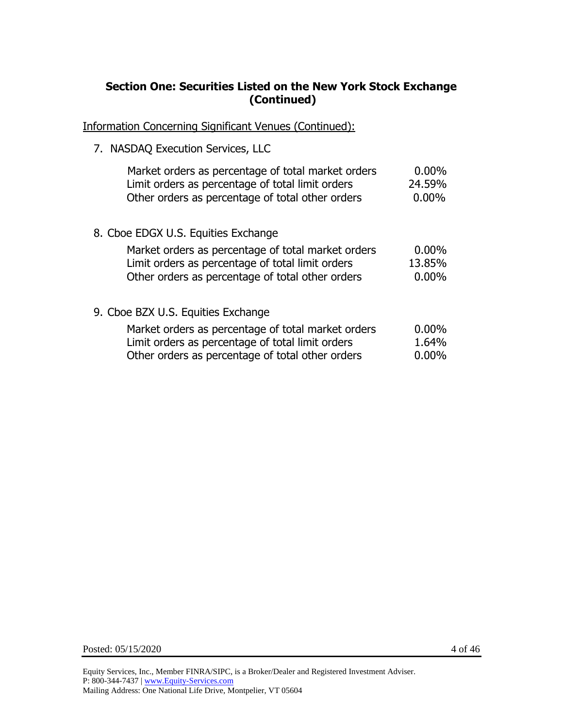## Section One: Securities Listed on the New York Stock Exchange (Continued)

Information Concerning Significant Venues (Continued):

7. NASDAQ Execution Services, LLC

| | |
|---|---|
| Market orders as percentage of total market orders | 0.00% |
| Limit orders as percentage of total limit orders | 24.59% |
| Other orders as percentage of total other orders | 0.00% |

8. Cboe EDGX U.S. Equities Exchange

| | |
|---|---|
| Market orders as percentage of total market orders | 0.00% |
| Limit orders as percentage of total limit orders | 13.85% |
| Other orders as percentage of total other orders | 0.00% |

9. Cboe BZX U.S. Equities Exchange

| | |
|---|---|
| Market orders as percentage of total market orders | 0.00% |
| Limit orders as percentage of total limit orders | 1.64% |
| Other orders as percentage of total other orders | 0.00% |

Posted: 05/15/2020

Equity Services, Inc., Member FINRA/SIPC, is a Broker/Dealer and Registered Investment Adviser.
P: 800-344-7437 | www.Equity-Services.com
Mailing Address: One National Life Drive, Montpelier, VT 05604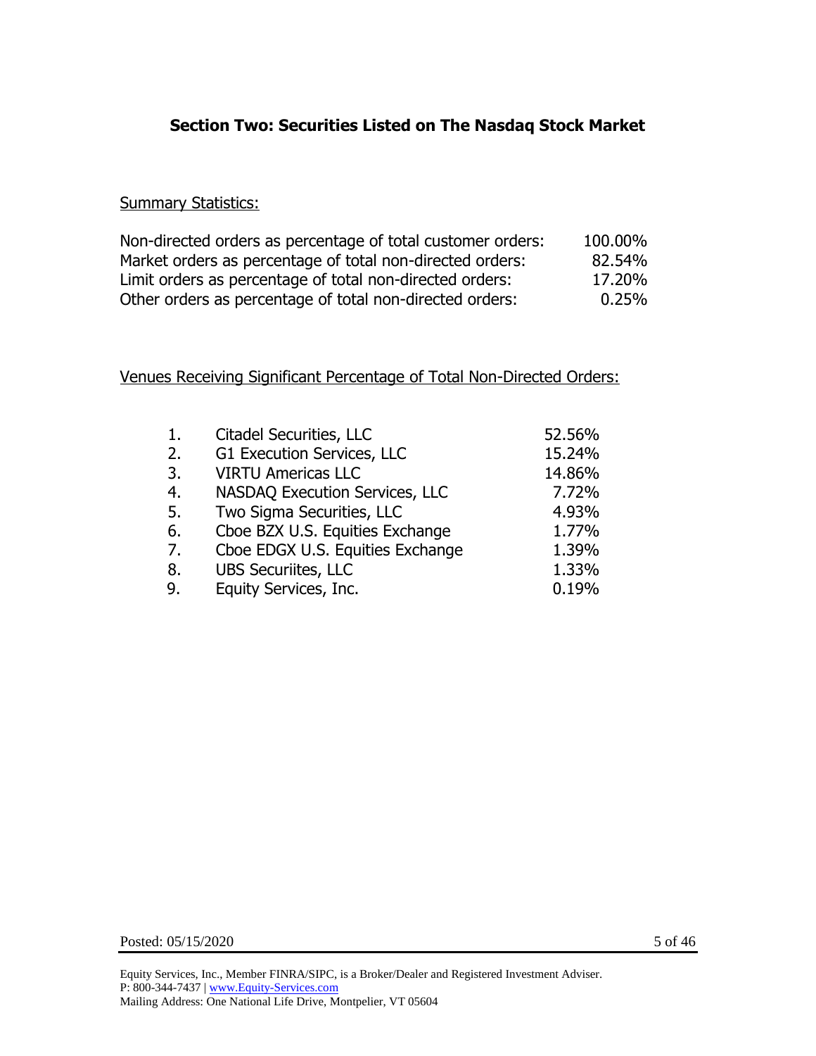## Section Two: Securities Listed on The Nasdaq Stock Market

Summary Statistics:

| | |
|---|---|
| Non-directed orders as percentage of total customer orders: | 100.00% |
| Market orders as percentage of total non-directed orders: | 82.54% |
| Limit orders as percentage of total non-directed orders: | 17.20% |
| Other orders as percentage of total non-directed orders: | 0.25% |

Venues Receiving Significant Percentage of Total Non-Directed Orders:

| | | |
|---|---|---|
| 1. | Citadel Securities, LLC | 52.56% |
| 2. | G1 Execution Services, LLC | 15.24% |
| 3. | VIRTU Americas LLC | 14.86% |
| 4. | NASDAQ Execution Services, LLC | 7.72% |
| 5. | Two Sigma Securities, LLC | 4.93% |
| 6. | Cboe BZX U.S. Equities Exchange | 1.77% |
| 7. | Cboe EDGX U.S. Equities Exchange | 1.39% |
| 8. | UBS Securiites, LLC | 1.33% |
| 9. | Equity Services, Inc. | 0.19% |

Posted: 05/15/2020

Equity Services, Inc., Member FINRA/SIPC, is a Broker/Dealer and Registered Investment Adviser.
P: 800-344-7437 | www.Equity-Services.com
Mailing Address: One National Life Drive, Montpelier, VT 05604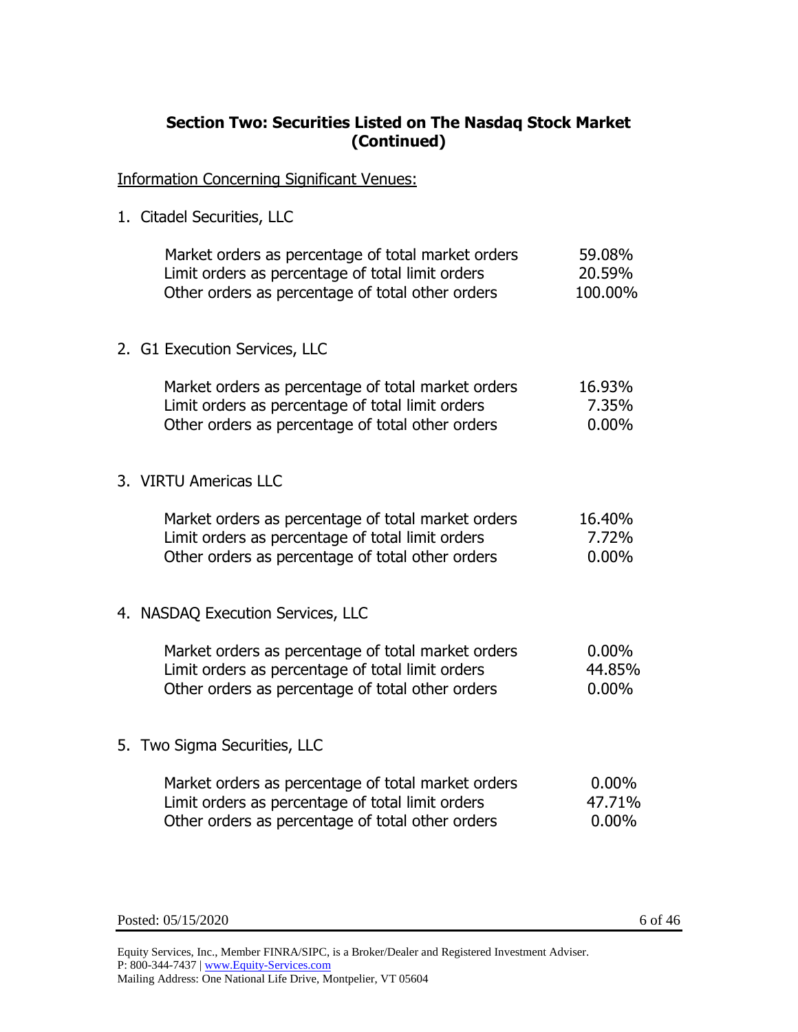## Section Two: Securities Listed on The Nasdaq Stock Market (Continued)

Information Concerning Significant Venues:

1. Citadel Securities, LLC

| | |
|---|---|
| Market orders as percentage of total market orders | 59.08% |
| Limit orders as percentage of total limit orders | 20.59% |
| Other orders as percentage of total other orders | 100.00% |

2. G1 Execution Services, LLC

| | |
|---|---|
| Market orders as percentage of total market orders | 16.93% |
| Limit orders as percentage of total limit orders | 7.35% |
| Other orders as percentage of total other orders | 0.00% |

3. VIRTU Americas LLC

| | |
|---|---|
| Market orders as percentage of total market orders | 16.40% |
| Limit orders as percentage of total limit orders | 7.72% |
| Other orders as percentage of total other orders | 0.00% |

4. NASDAQ Execution Services, LLC

| | |
|---|---|
| Market orders as percentage of total market orders | 0.00% |
| Limit orders as percentage of total limit orders | 44.85% |
| Other orders as percentage of total other orders | 0.00% |

5. Two Sigma Securities, LLC

| | |
|---|---|
| Market orders as percentage of total market orders | 0.00% |
| Limit orders as percentage of total limit orders | 47.71% |
| Other orders as percentage of total other orders | 0.00% |

Posted: 05/15/2020

Equity Services, Inc., Member FINRA/SIPC, is a Broker/Dealer and Registered Investment Adviser.
P: 800-344-7437 | www.Equity-Services.com
Mailing Address: One National Life Drive, Montpelier, VT 05604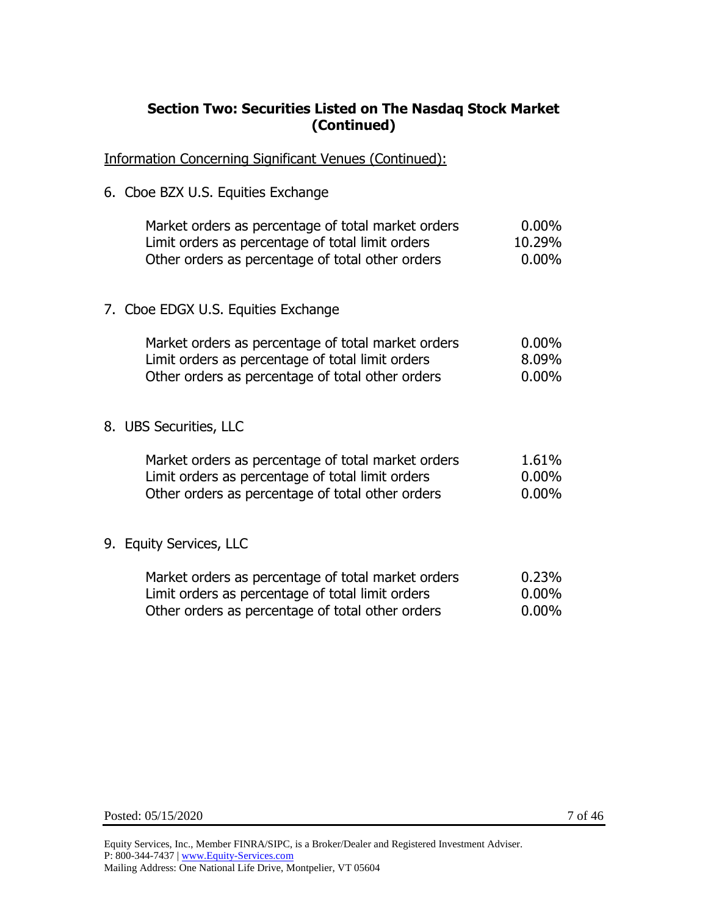## Section Two: Securities Listed on The Nasdaq Stock Market (Continued)

Information Concerning Significant Venues (Continued):

6. Cboe BZX U.S. Equities Exchange

| | |
|---|---|
| Market orders as percentage of total market orders | 0.00% |
| Limit orders as percentage of total limit orders | 10.29% |
| Other orders as percentage of total other orders | 0.00% |

7. Cboe EDGX U.S. Equities Exchange

| | |
|---|---|
| Market orders as percentage of total market orders | 0.00% |
| Limit orders as percentage of total limit orders | 8.09% |
| Other orders as percentage of total other orders | 0.00% |

8. UBS Securities, LLC

| | |
|---|---|
| Market orders as percentage of total market orders | 1.61% |
| Limit orders as percentage of total limit orders | 0.00% |
| Other orders as percentage of total other orders | 0.00% |

9. Equity Services, LLC

| | |
|---|---|
| Market orders as percentage of total market orders | 0.23% |
| Limit orders as percentage of total limit orders | 0.00% |
| Other orders as percentage of total other orders | 0.00% |

Posted: 05/15/2020

Equity Services, Inc., Member FINRA/SIPC, is a Broker/Dealer and Registered Investment Adviser.
P: 800-344-7437 | www.Equity-Services.com
Mailing Address: One National Life Drive, Montpelier, VT 05604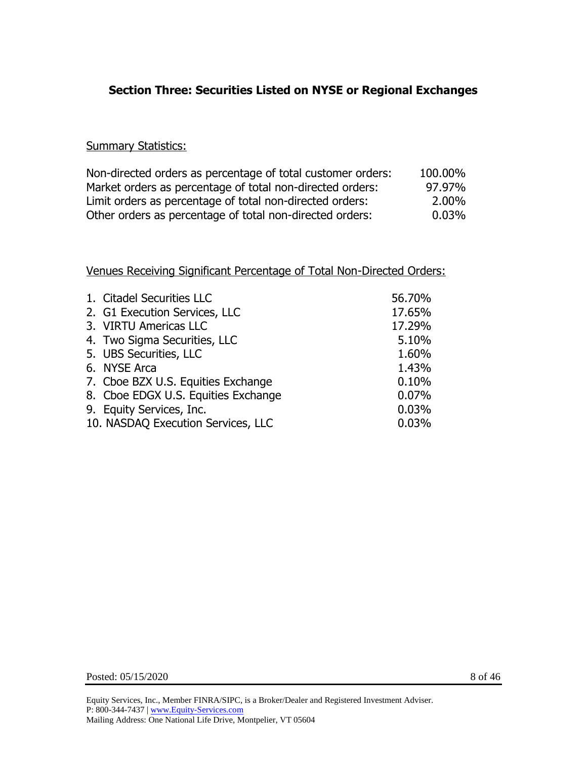## Section Three: Securities Listed on NYSE or Regional Exchanges

Summary Statistics:

| | |
|---|---|
| Non-directed orders as percentage of total customer orders: | 100.00% |
| Market orders as percentage of total non-directed orders: | 97.97% |
| Limit orders as percentage of total non-directed orders: | 2.00% |
| Other orders as percentage of total non-directed orders: | 0.03% |

Venues Receiving Significant Percentage of Total Non-Directed Orders:

| | |
|---|---|
| 1. Citadel Securities LLC | 56.70% |
| 2. G1 Execution Services, LLC | 17.65% |
| 3. VIRTU Americas LLC | 17.29% |
| 4. Two Sigma Securities, LLC | 5.10% |
| 5. UBS Securities, LLC | 1.60% |
| 6. NYSE Arca | 1.43% |
| 7. Cboe BZX U.S. Equities Exchange | 0.10% |
| 8. Cboe EDGX U.S. Equities Exchange | 0.07% |
| 9. Equity Services, Inc. | 0.03% |
| 10. NASDAQ Execution Services, LLC | 0.03% |

Posted: 05/15/2020

Equity Services, Inc., Member FINRA/SIPC, is a Broker/Dealer and Registered Investment Adviser.
P: 800-344-7437 | www.Equity-Services.com
Mailing Address: One National Life Drive, Montpelier, VT 05604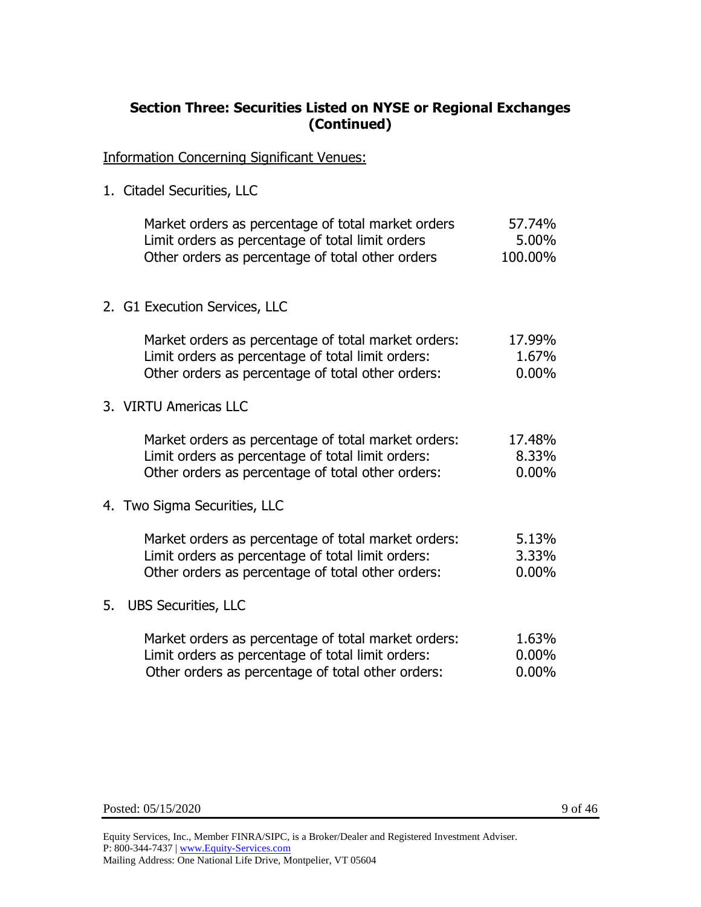## Section Three: Securities Listed on NYSE or Regional Exchanges (Continued)

Information Concerning Significant Venues:

1. Citadel Securities, LLC

| | |
|---|---|
| Market orders as percentage of total market orders | 57.74% |
| Limit orders as percentage of total limit orders | 5.00% |
| Other orders as percentage of total other orders | 100.00% |

2. G1 Execution Services, LLC

| | |
|---|---|
| Market orders as percentage of total market orders: | 17.99% |
| Limit orders as percentage of total limit orders: | 1.67% |
| Other orders as percentage of total other orders: | 0.00% |

3. VIRTU Americas LLC

| | |
|---|---|
| Market orders as percentage of total market orders: | 17.48% |
| Limit orders as percentage of total limit orders: | 8.33% |
| Other orders as percentage of total other orders: | 0.00% |

4. Two Sigma Securities, LLC

| | |
|---|---|
| Market orders as percentage of total market orders: | 5.13% |
| Limit orders as percentage of total limit orders: | 3.33% |
| Other orders as percentage of total other orders: | 0.00% |

5. UBS Securities, LLC

| | |
|---|---|
| Market orders as percentage of total market orders: | 1.63% |
| Limit orders as percentage of total limit orders: | 0.00% |
| Other orders as percentage of total other orders: | 0.00% |

Posted: 05/15/2020

Equity Services, Inc., Member FINRA/SIPC, is a Broker/Dealer and Registered Investment Adviser.
P: 800-344-7437 | www.Equity-Services.com
Mailing Address: One National Life Drive, Montpelier, VT 05604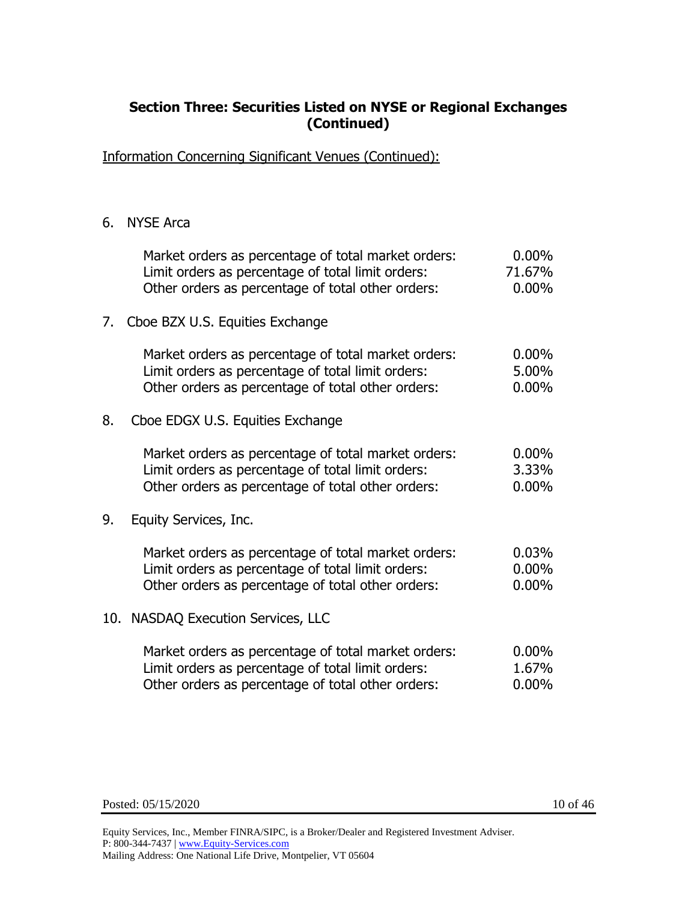## Section Three: Securities Listed on NYSE or Regional Exchanges (Continued)

Information Concerning Significant Venues (Continued):

6. NYSE Arca

| | |
|---|---|
| Market orders as percentage of total market orders: | 0.00% |
| Limit orders as percentage of total limit orders: | 71.67% |
| Other orders as percentage of total other orders: | 0.00% |

7. Cboe BZX U.S. Equities Exchange

| | |
|---|---|
| Market orders as percentage of total market orders: | 0.00% |
| Limit orders as percentage of total limit orders: | 5.00% |
| Other orders as percentage of total other orders: | 0.00% |

8. Cboe EDGX U.S. Equities Exchange

| | |
|---|---|
| Market orders as percentage of total market orders: | 0.00% |
| Limit orders as percentage of total limit orders: | 3.33% |
| Other orders as percentage of total other orders: | 0.00% |

9. Equity Services, Inc.

| | |
|---|---|
| Market orders as percentage of total market orders: | 0.03% |
| Limit orders as percentage of total limit orders: | 0.00% |
| Other orders as percentage of total other orders: | 0.00% |

10. NASDAQ Execution Services, LLC

| | |
|---|---|
| Market orders as percentage of total market orders: | 0.00% |
| Limit orders as percentage of total limit orders: | 1.67% |
| Other orders as percentage of total other orders: | 0.00% |

Posted: 05/15/2020

Equity Services, Inc., Member FINRA/SIPC, is a Broker/Dealer and Registered Investment Adviser.
P: 800-344-7437 | www.Equity-Services.com
Mailing Address: One National Life Drive, Montpelier, VT 05604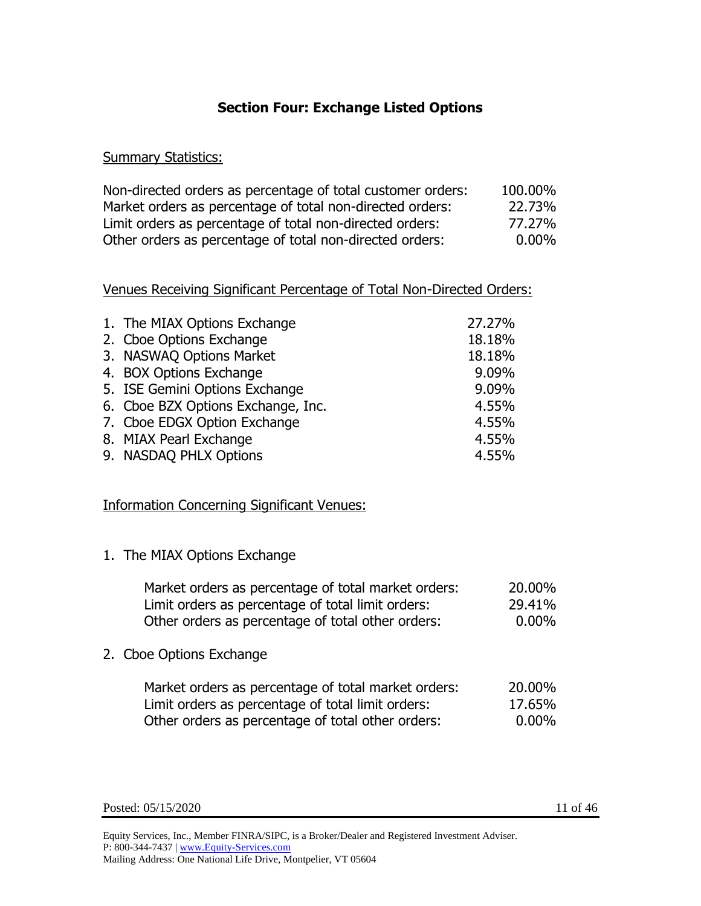## Section Four: Exchange Listed Options

Summary Statistics:

| | |
|---|---|
| Non-directed orders as percentage of total customer orders: | 100.00% |
| Market orders as percentage of total non-directed orders: | 22.73% |
| Limit orders as percentage of total non-directed orders: | 77.27% |
| Other orders as percentage of total non-directed orders: | 0.00% |

Venues Receiving Significant Percentage of Total Non-Directed Orders:

| | |
|---|---|
| 1. The MIAX Options Exchange | 27.27% |
| 2. Cboe Options Exchange | 18.18% |
| 3. NASWAQ Options Market | 18.18% |
| 4. BOX Options Exchange | 9.09% |
| 5. ISE Gemini Options Exchange | 9.09% |
| 6. Cboe BZX Options Exchange, Inc. | 4.55% |
| 7. Cboe EDGX Option Exchange | 4.55% |
| 8. MIAX Pearl Exchange | 4.55% |
| 9. NASDAQ PHLX Options | 4.55% |

Information Concerning Significant Venues:

1. The MIAX Options Exchange

| | |
|---|---|
| Market orders as percentage of total market orders: | 20.00% |
| Limit orders as percentage of total limit orders: | 29.41% |
| Other orders as percentage of total other orders: | 0.00% |

2. Cboe Options Exchange

| | |
|---|---|
| Market orders as percentage of total market orders: | 20.00% |
| Limit orders as percentage of total limit orders: | 17.65% |
| Other orders as percentage of total other orders: | 0.00% |

Posted: 05/15/2020

Equity Services, Inc., Member FINRA/SIPC, is a Broker/Dealer and Registered Investment Adviser.
P: 800-344-7437 | www.Equity-Services.com
Mailing Address: One National Life Drive, Montpelier, VT 05604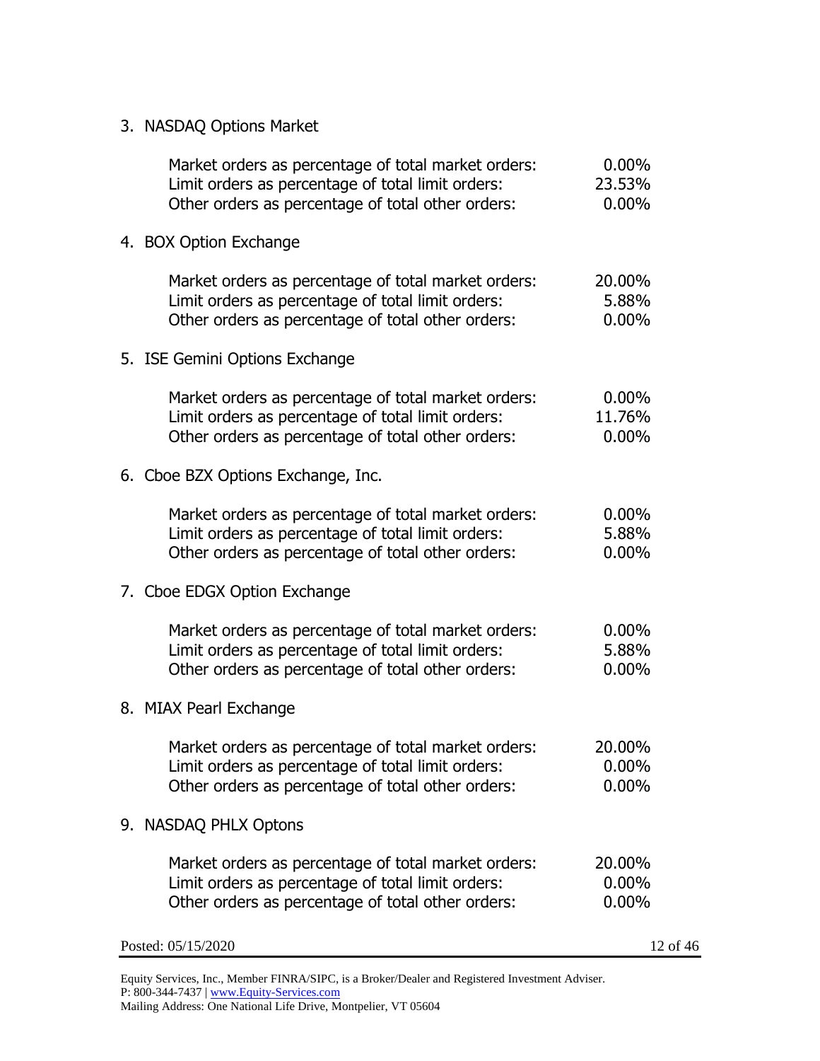3. NASDAQ Options Market

| | |
|---|---|
| Market orders as percentage of total market orders: | 0.00% |
| Limit orders as percentage of total limit orders: | 23.53% |
| Other orders as percentage of total other orders: | 0.00% |

4. BOX Option Exchange

| | |
|---|---|
| Market orders as percentage of total market orders: | 20.00% |
| Limit orders as percentage of total limit orders: | 5.88% |
| Other orders as percentage of total other orders: | 0.00% |

5. ISE Gemini Options Exchange

| | |
|---|---|
| Market orders as percentage of total market orders: | 0.00% |
| Limit orders as percentage of total limit orders: | 11.76% |
| Other orders as percentage of total other orders: | 0.00% |

6. Cboe BZX Options Exchange, Inc.

| | |
|---|---|
| Market orders as percentage of total market orders: | 0.00% |
| Limit orders as percentage of total limit orders: | 5.88% |
| Other orders as percentage of total other orders: | 0.00% |

7. Cboe EDGX Option Exchange

| | |
|---|---|
| Market orders as percentage of total market orders: | 0.00% |
| Limit orders as percentage of total limit orders: | 5.88% |
| Other orders as percentage of total other orders: | 0.00% |

8. MIAX Pearl Exchange

| | |
|---|---|
| Market orders as percentage of total market orders: | 20.00% |
| Limit orders as percentage of total limit orders: | 0.00% |
| Other orders as percentage of total other orders: | 0.00% |

9. NASDAQ PHLX Optons

| | |
|---|---|
| Market orders as percentage of total market orders: | 20.00% |
| Limit orders as percentage of total limit orders: | 0.00% |
| Other orders as percentage of total other orders: | 0.00% |

Posted: 05/15/2020

Equity Services, Inc., Member FINRA/SIPC, is a Broker/Dealer and Registered Investment Adviser.
P: 800-344-7437 | www.Equity-Services.com
Mailing Address: One National Life Drive, Montpelier, VT 05604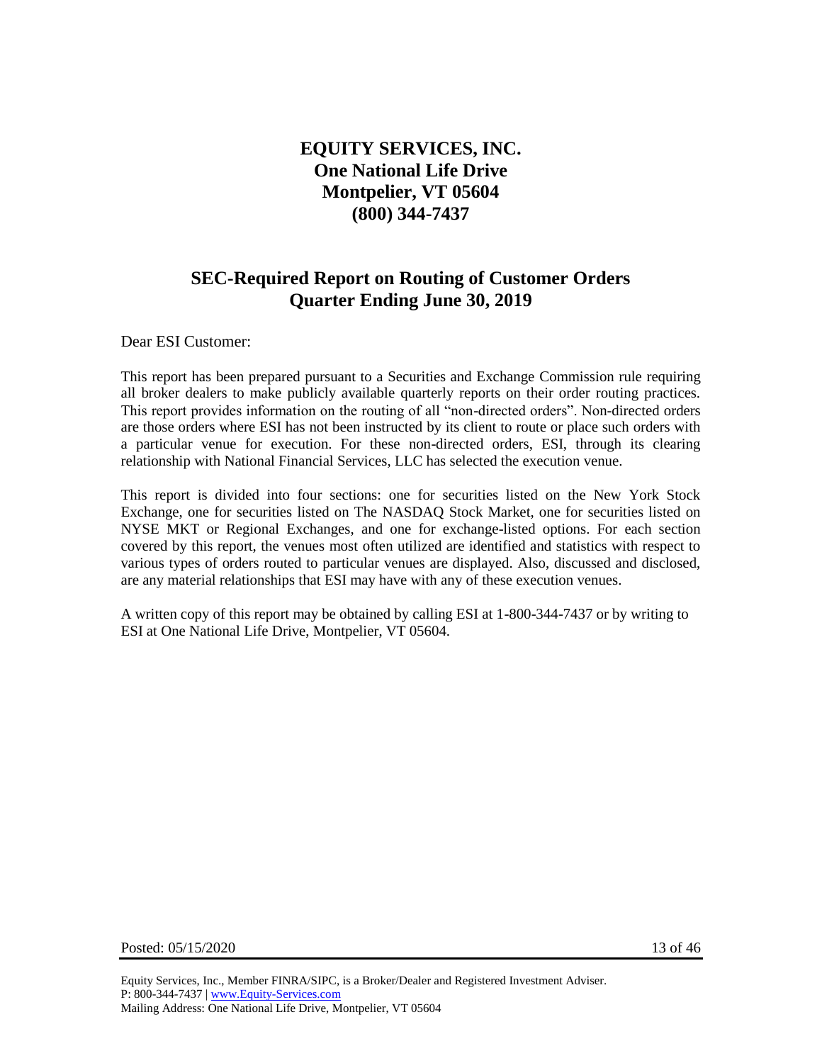# EQUITY SERVICES, INC.
# One National Life Drive
# Montpelier, VT 05604
# (800) 344-7437

## SEC-Required Report on Routing of Customer Orders
## Quarter Ending June 30, 2019

Dear ESI Customer:

This report has been prepared pursuant to a Securities and Exchange Commission rule requiring all broker dealers to make publicly available quarterly reports on their order routing practices. This report provides information on the routing of all "non-directed orders". Non-directed orders are those orders where ESI has not been instructed by its client to route or place such orders with a particular venue for execution. For these non-directed orders, ESI, through its clearing relationship with National Financial Services, LLC has selected the execution venue.

This report is divided into four sections: one for securities listed on the New York Stock Exchange, one for securities listed on The NASDAQ Stock Market, one for securities listed on NYSE MKT or Regional Exchanges, and one for exchange-listed options. For each section covered by this report, the venues most often utilized are identified and statistics with respect to various types of orders routed to particular venues are displayed. Also, discussed and disclosed, are any material relationships that ESI may have with any of these execution venues.

A written copy of this report may be obtained by calling ESI at 1-800-344-7437 or by writing to ESI at One National Life Drive, Montpelier, VT 05604.

Posted: 05/15/2020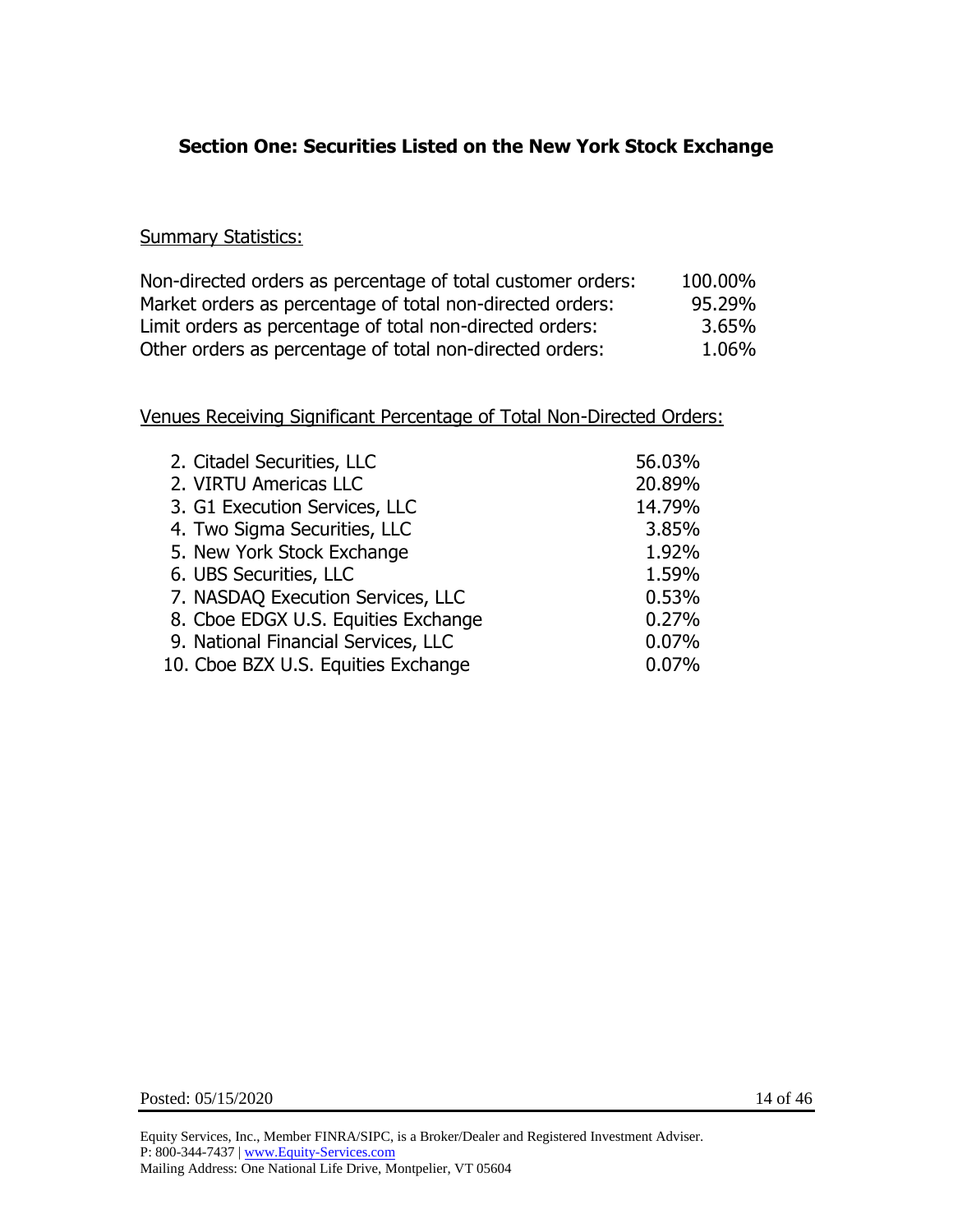## Section One: Securities Listed on the New York Stock Exchange

<u>Summary Statistics:</u>

| | |
|---|---|
| Non-directed orders as percentage of total customer orders: | 100.00% |
| Market orders as percentage of total non-directed orders: | 95.29% |
| Limit orders as percentage of total non-directed orders: | 3.65% |
| Other orders as percentage of total non-directed orders: | 1.06% |

<u>Venues Receiving Significant Percentage of Total Non-Directed Orders:</u>

| | |
|---|---|
| 2. Citadel Securities, LLC | 56.03% |
| 2. VIRTU Americas LLC | 20.89% |
| 3. G1 Execution Services, LLC | 14.79% |
| 4. Two Sigma Securities, LLC | 3.85% |
| 5. New York Stock Exchange | 1.92% |
| 6. UBS Securities, LLC | 1.59% |
| 7. NASDAQ Execution Services, LLC | 0.53% |
| 8. Cboe EDGX U.S. Equities Exchange | 0.27% |
| 9. National Financial Services, LLC | 0.07% |
| 10. Cboe BZX U.S. Equities Exchange | 0.07% |

Posted: 05/15/2020

Equity Services, Inc., Member FINRA/SIPC, is a Broker/Dealer and Registered Investment Adviser.
P: 800-344-7437 | www.Equity-Services.com
Mailing Address: One National Life Drive, Montpelier, VT 05604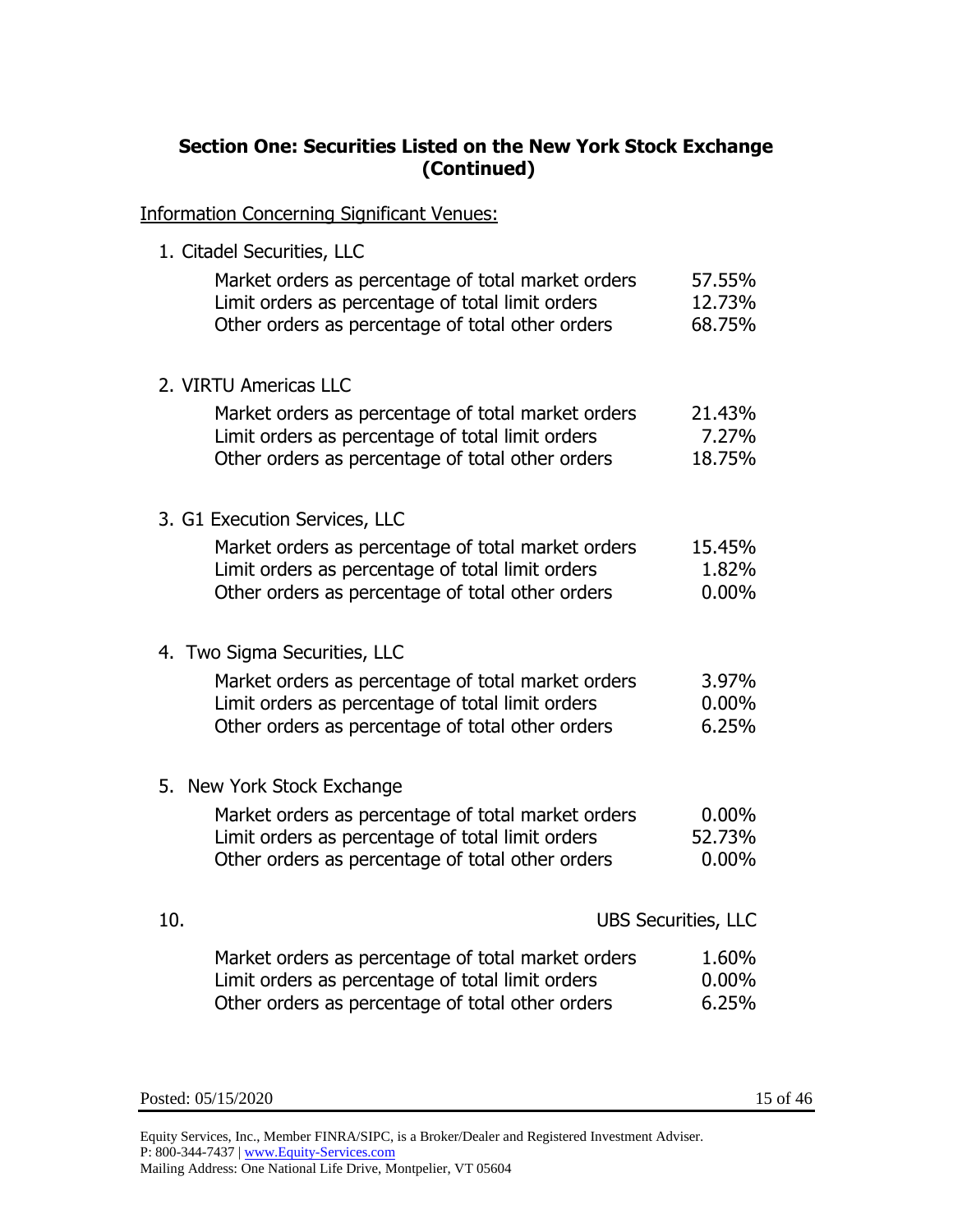## Section One: Securities Listed on the New York Stock Exchange (Continued)

Information Concerning Significant Venues:

1. Citadel Securities, LLC

| | |
|---|---|
| Market orders as percentage of total market orders | 57.55% |
| Limit orders as percentage of total limit orders | 12.73% |
| Other orders as percentage of total other orders | 68.75% |

2. VIRTU Americas LLC

| | |
|---|---|
| Market orders as percentage of total market orders | 21.43% |
| Limit orders as percentage of total limit orders | 7.27% |
| Other orders as percentage of total other orders | 18.75% |

3. G1 Execution Services, LLC

| | |
|---|---|
| Market orders as percentage of total market orders | 15.45% |
| Limit orders as percentage of total limit orders | 1.82% |
| Other orders as percentage of total other orders | 0.00% |

4. Two Sigma Securities, LLC

| | |
|---|---|
| Market orders as percentage of total market orders | 3.97% |
| Limit orders as percentage of total limit orders | 0.00% |
| Other orders as percentage of total other orders | 6.25% |

5. New York Stock Exchange

| | |
|---|---|
| Market orders as percentage of total market orders | 0.00% |
| Limit orders as percentage of total limit orders | 52.73% |
| Other orders as percentage of total other orders | 0.00% |

10. UBS Securities, LLC

| | |
|---|---|
| Market orders as percentage of total market orders | 1.60% |
| Limit orders as percentage of total limit orders | 0.00% |
| Other orders as percentage of total other orders | 6.25% |

Posted: 05/15/2020

Equity Services, Inc., Member FINRA/SIPC, is a Broker/Dealer and Registered Investment Adviser.
P: 800-344-7437 | www.Equity-Services.com
Mailing Address: One National Life Drive, Montpelier, VT 05604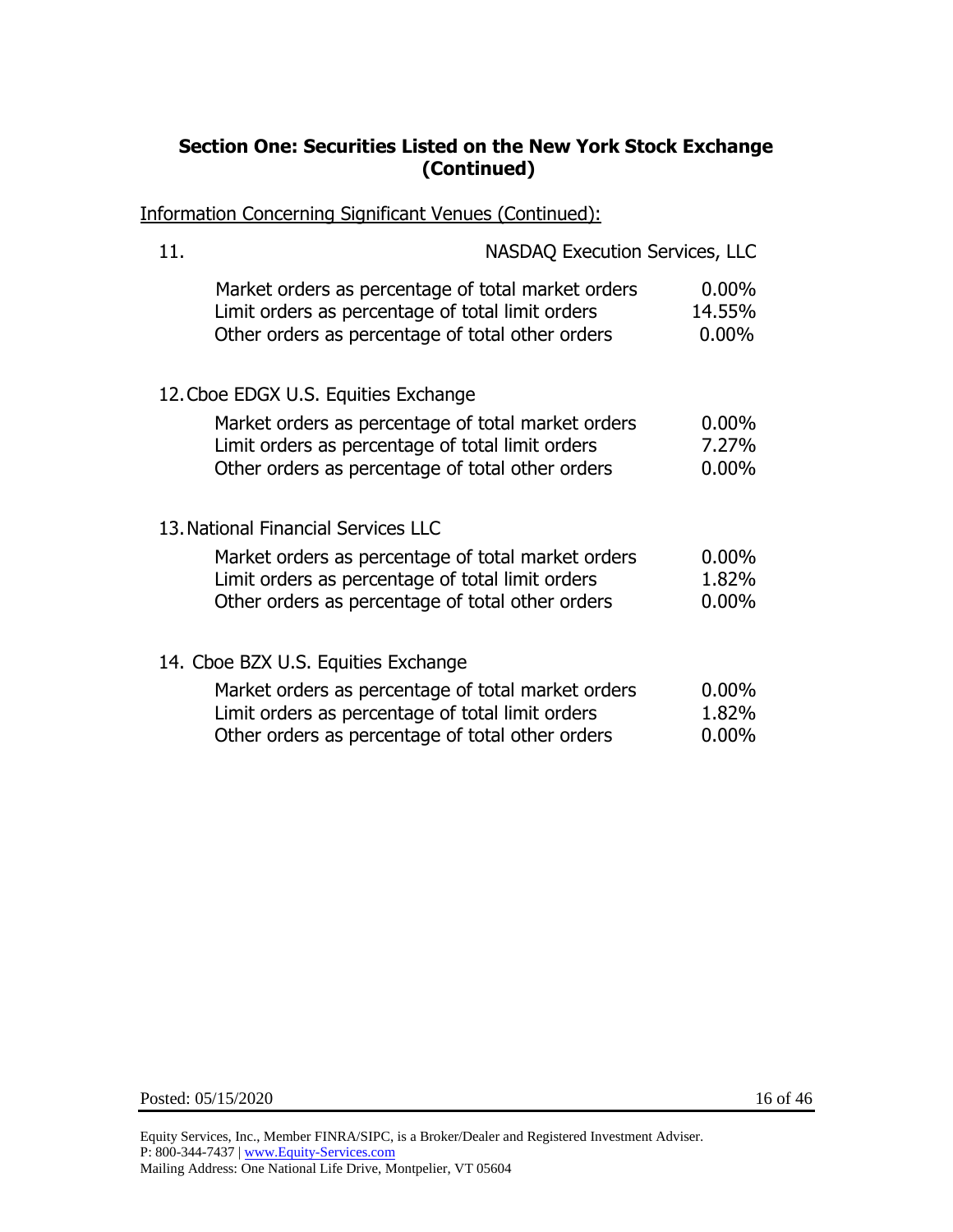## Section One: Securities Listed on the New York Stock Exchange (Continued)

Information Concerning Significant Venues (Continued):

11. NASDAQ Execution Services, LLC

| | |
|---|---|
| Market orders as percentage of total market orders | 0.00% |
| Limit orders as percentage of total limit orders | 14.55% |
| Other orders as percentage of total other orders | 0.00% |

12. Cboe EDGX U.S. Equities Exchange

| | |
|---|---|
| Market orders as percentage of total market orders | 0.00% |
| Limit orders as percentage of total limit orders | 7.27% |
| Other orders as percentage of total other orders | 0.00% |

13. National Financial Services LLC

| | |
|---|---|
| Market orders as percentage of total market orders | 0.00% |
| Limit orders as percentage of total limit orders | 1.82% |
| Other orders as percentage of total other orders | 0.00% |

14. Cboe BZX U.S. Equities Exchange

| | |
|---|---|
| Market orders as percentage of total market orders | 0.00% |
| Limit orders as percentage of total limit orders | 1.82% |
| Other orders as percentage of total other orders | 0.00% |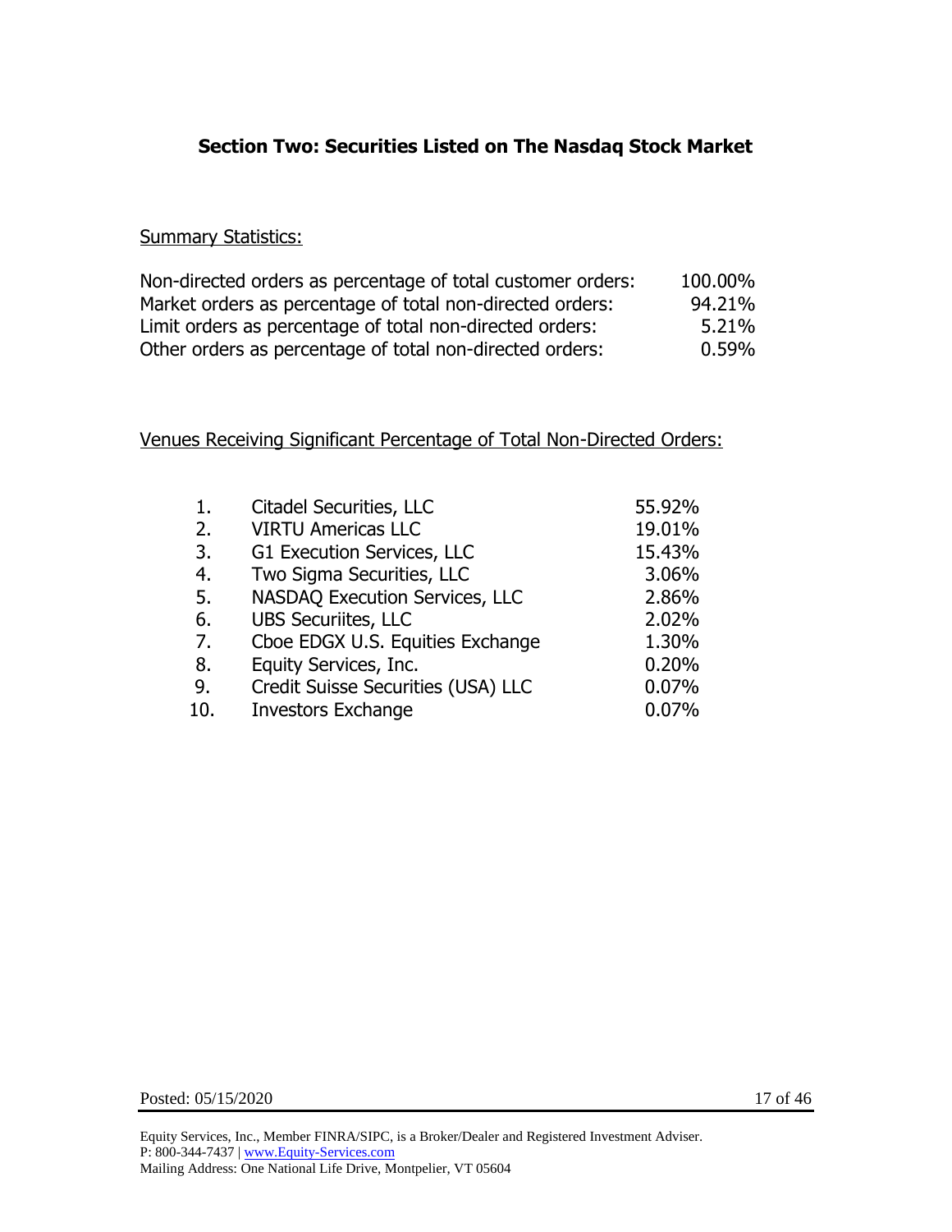## Section Two: Securities Listed on The Nasdaq Stock Market

Summary Statistics:

| | |
|---|---|
| Non-directed orders as percentage of total customer orders: | 100.00% |
| Market orders as percentage of total non-directed orders: | 94.21% |
| Limit orders as percentage of total non-directed orders: | 5.21% |
| Other orders as percentage of total non-directed orders: | 0.59% |

Venues Receiving Significant Percentage of Total Non-Directed Orders:

| | | |
|---|---|---|
| 1. | Citadel Securities, LLC | 55.92% |
| 2. | VIRTU Americas LLC | 19.01% |
| 3. | G1 Execution Services, LLC | 15.43% |
| 4. | Two Sigma Securities, LLC | 3.06% |
| 5. | NASDAQ Execution Services, LLC | 2.86% |
| 6. | UBS Securiites, LLC | 2.02% |
| 7. | Cboe EDGX U.S. Equities Exchange | 1.30% |
| 8. | Equity Services, Inc. | 0.20% |
| 9. | Credit Suisse Securities (USA) LLC | 0.07% |
| 10. | Investors Exchange | 0.07% |

Posted: 05/15/2020

Equity Services, Inc., Member FINRA/SIPC, is a Broker/Dealer and Registered Investment Adviser.
P: 800-344-7437 | www.Equity-Services.com
Mailing Address: One National Life Drive, Montpelier, VT 05604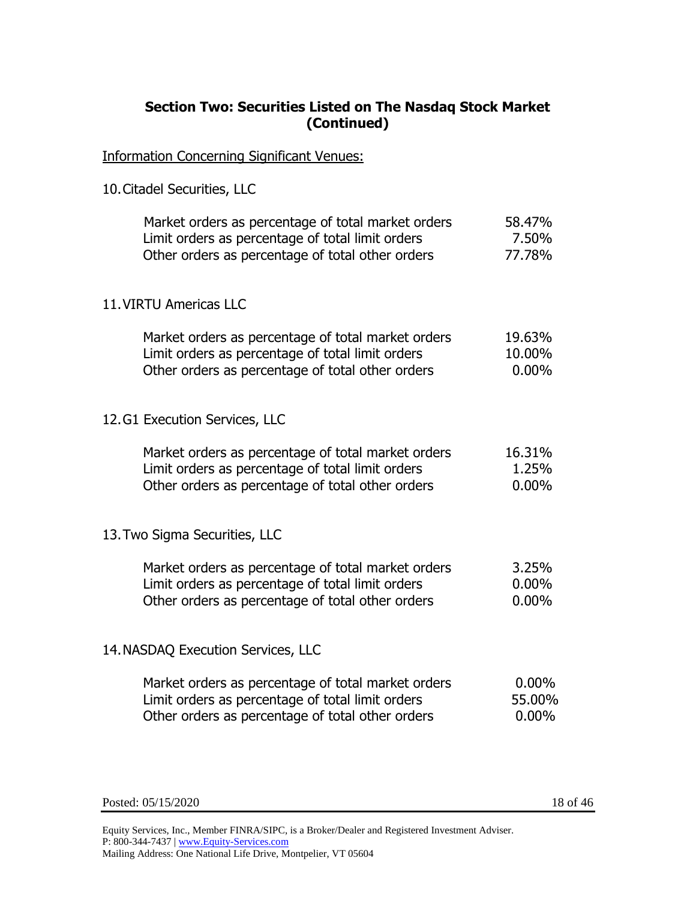## Section Two: Securities Listed on The Nasdaq Stock Market (Continued)

Information Concerning Significant Venues:

10. Citadel Securities, LLC

| | |
|---|---|
| Market orders as percentage of total market orders | 58.47% |
| Limit orders as percentage of total limit orders | 7.50% |
| Other orders as percentage of total other orders | 77.78% |

11. VIRTU Americas LLC

| | |
|---|---|
| Market orders as percentage of total market orders | 19.63% |
| Limit orders as percentage of total limit orders | 10.00% |
| Other orders as percentage of total other orders | 0.00% |

12. G1 Execution Services, LLC

| | |
|---|---|
| Market orders as percentage of total market orders | 16.31% |
| Limit orders as percentage of total limit orders | 1.25% |
| Other orders as percentage of total other orders | 0.00% |

13. Two Sigma Securities, LLC

| | |
|---|---|
| Market orders as percentage of total market orders | 3.25% |
| Limit orders as percentage of total limit orders | 0.00% |
| Other orders as percentage of total other orders | 0.00% |

14. NASDAQ Execution Services, LLC

| | |
|---|---|
| Market orders as percentage of total market orders | 0.00% |
| Limit orders as percentage of total limit orders | 55.00% |
| Other orders as percentage of total other orders | 0.00% |

Posted: 05/15/2020

Equity Services, Inc., Member FINRA/SIPC, is a Broker/Dealer and Registered Investment Adviser.
P: 800-344-7437 | www.Equity-Services.com
Mailing Address: One National Life Drive, Montpelier, VT 05604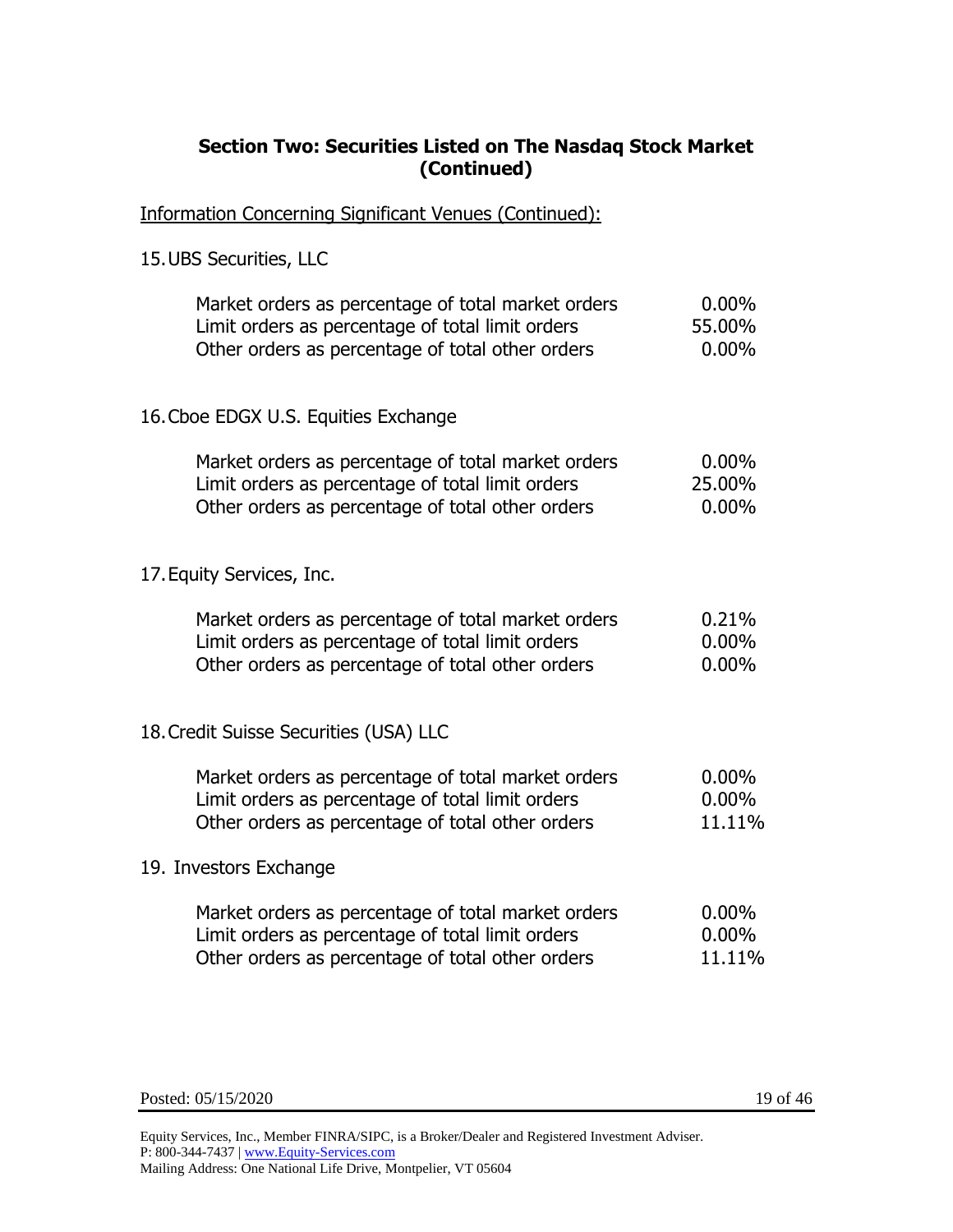## Section Two: Securities Listed on The Nasdaq Stock Market (Continued)

Information Concerning Significant Venues (Continued):

15. UBS Securities, LLC

| | |
|---|---|
| Market orders as percentage of total market orders | 0.00% |
| Limit orders as percentage of total limit orders | 55.00% |
| Other orders as percentage of total other orders | 0.00% |

16. Cboe EDGX U.S. Equities Exchange

| | |
|---|---|
| Market orders as percentage of total market orders | 0.00% |
| Limit orders as percentage of total limit orders | 25.00% |
| Other orders as percentage of total other orders | 0.00% |

17. Equity Services, Inc.

| | |
|---|---|
| Market orders as percentage of total market orders | 0.21% |
| Limit orders as percentage of total limit orders | 0.00% |
| Other orders as percentage of total other orders | 0.00% |

18. Credit Suisse Securities (USA) LLC

| | |
|---|---|
| Market orders as percentage of total market orders | 0.00% |
| Limit orders as percentage of total limit orders | 0.00% |
| Other orders as percentage of total other orders | 11.11% |

19. Investors Exchange

| | |
|---|---|
| Market orders as percentage of total market orders | 0.00% |
| Limit orders as percentage of total limit orders | 0.00% |
| Other orders as percentage of total other orders | 11.11% |

Posted: 05/15/2020

Equity Services, Inc., Member FINRA/SIPC, is a Broker/Dealer and Registered Investment Adviser.
P: 800-344-7437 | www.Equity-Services.com
Mailing Address: One National Life Drive, Montpelier, VT 05604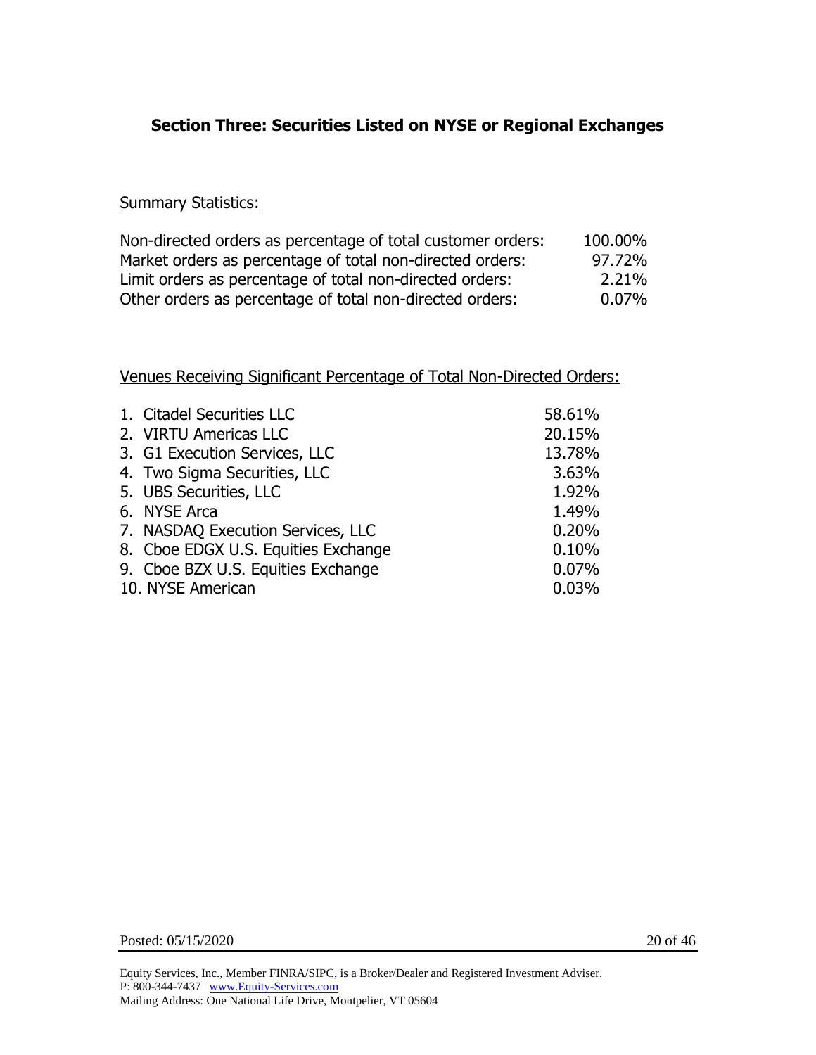## Section Three: Securities Listed on NYSE or Regional Exchanges

Summary Statistics:

| | |
|---|---|
| Non-directed orders as percentage of total customer orders: | 100.00% |
| Market orders as percentage of total non-directed orders: | 97.72% |
| Limit orders as percentage of total non-directed orders: | 2.21% |
| Other orders as percentage of total non-directed orders: | 0.07% |

Venues Receiving Significant Percentage of Total Non-Directed Orders:

| Venue | Percentage |
|---|---|
| 1. Citadel Securities LLC | 58.61% |
| 2. VIRTU Americas LLC | 20.15% |
| 3. G1 Execution Services, LLC | 13.78% |
| 4. Two Sigma Securities, LLC | 3.63% |
| 5. UBS Securities, LLC | 1.92% |
| 6. NYSE Arca | 1.49% |
| 7. NASDAQ Execution Services, LLC | 0.20% |
| 8. Cboe EDGX U.S. Equities Exchange | 0.10% |
| 9. Cboe BZX U.S. Equities Exchange | 0.07% |
| 10. NYSE American | 0.03% |

Posted: 05/15/2020

Equity Services, Inc., Member FINRA/SIPC, is a Broker/Dealer and Registered Investment Adviser.
P: 800-344-7437 | www.Equity-Services.com
Mailing Address: One National Life Drive, Montpelier, VT 05604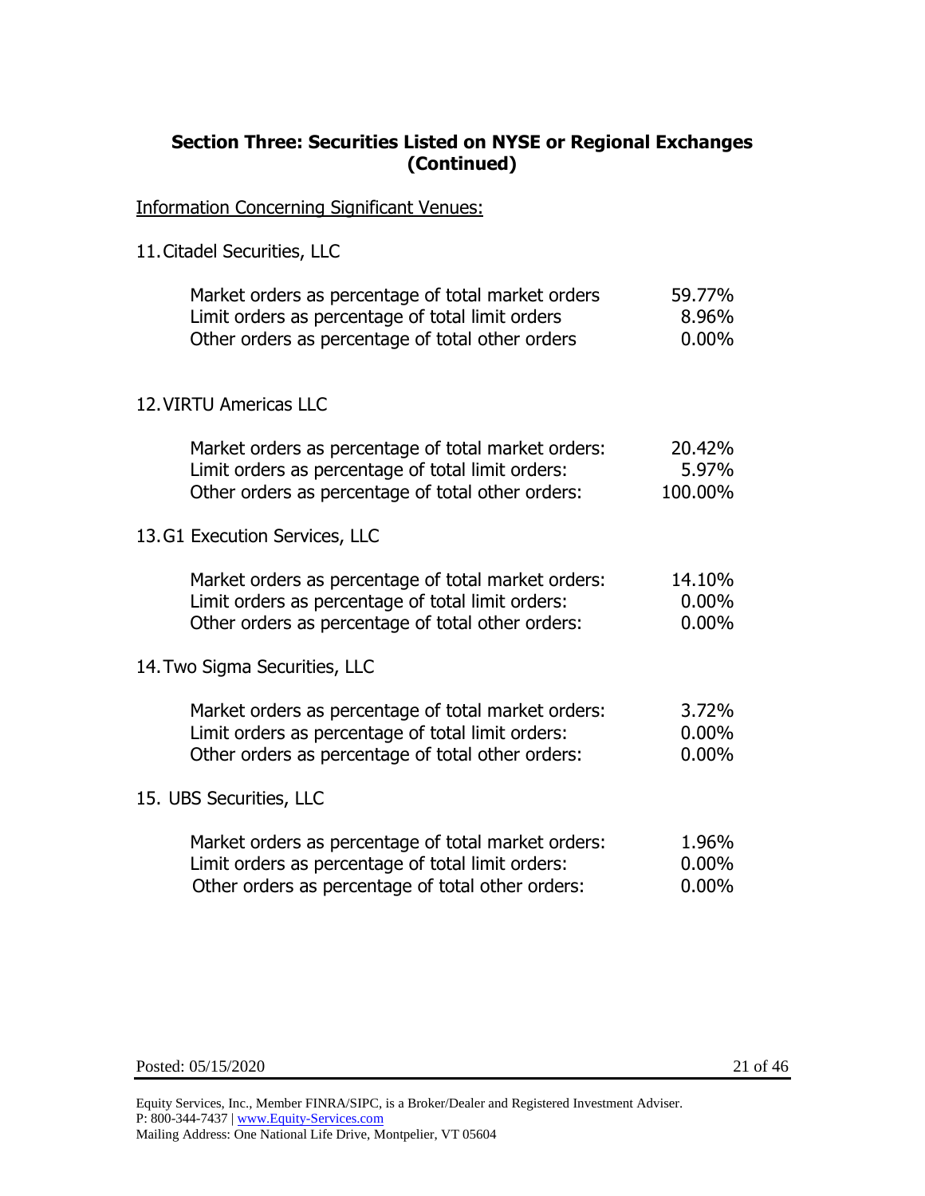## Section Three: Securities Listed on NYSE or Regional Exchanges (Continued)

Information Concerning Significant Venues:

11. Citadel Securities, LLC

| | |
|---|---|
| Market orders as percentage of total market orders | 59.77% |
| Limit orders as percentage of total limit orders | 8.96% |
| Other orders as percentage of total other orders | 0.00% |

12. VIRTU Americas LLC

| | |
|---|---|
| Market orders as percentage of total market orders: | 20.42% |
| Limit orders as percentage of total limit orders: | 5.97% |
| Other orders as percentage of total other orders: | 100.00% |

13. G1 Execution Services, LLC

| | |
|---|---|
| Market orders as percentage of total market orders: | 14.10% |
| Limit orders as percentage of total limit orders: | 0.00% |
| Other orders as percentage of total other orders: | 0.00% |

14. Two Sigma Securities, LLC

| | |
|---|---|
| Market orders as percentage of total market orders: | 3.72% |
| Limit orders as percentage of total limit orders: | 0.00% |
| Other orders as percentage of total other orders: | 0.00% |

15. UBS Securities, LLC

| | |
|---|---|
| Market orders as percentage of total market orders: | 1.96% |
| Limit orders as percentage of total limit orders: | 0.00% |
| Other orders as percentage of total other orders: | 0.00% |

Posted: 05/15/2020

Equity Services, Inc., Member FINRA/SIPC, is a Broker/Dealer and Registered Investment Adviser.
P: 800-344-7437 | www.Equity-Services.com
Mailing Address: One National Life Drive, Montpelier, VT 05604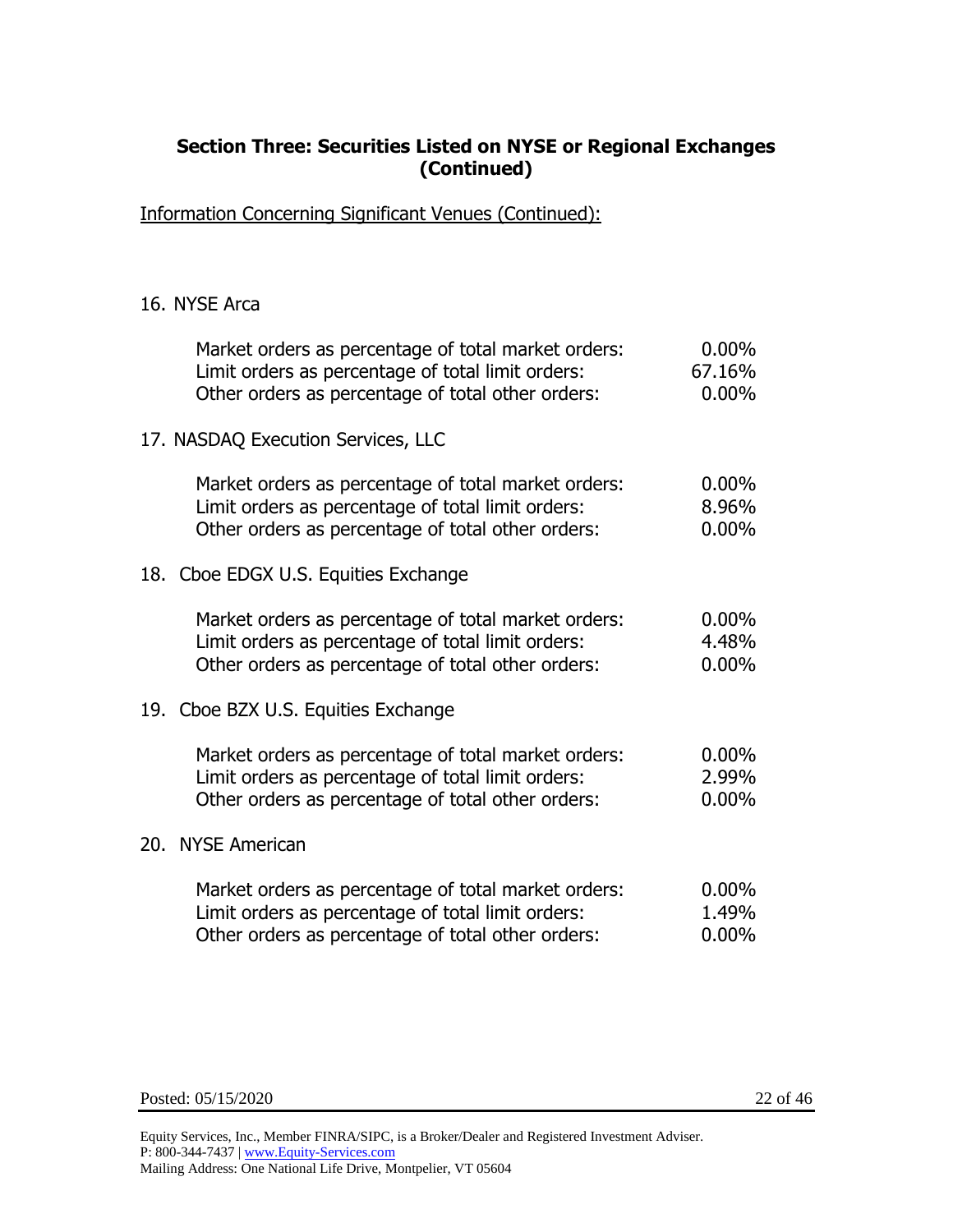## Section Three: Securities Listed on NYSE or Regional Exchanges (Continued)

Information Concerning Significant Venues (Continued):

16. NYSE Arca

| | |
|---|---|
| Market orders as percentage of total market orders: | 0.00% |
| Limit orders as percentage of total limit orders: | 67.16% |
| Other orders as percentage of total other orders: | 0.00% |

17. NASDAQ Execution Services, LLC

| | |
|---|---|
| Market orders as percentage of total market orders: | 0.00% |
| Limit orders as percentage of total limit orders: | 8.96% |
| Other orders as percentage of total other orders: | 0.00% |

18. Cboe EDGX U.S. Equities Exchange

| | |
|---|---|
| Market orders as percentage of total market orders: | 0.00% |
| Limit orders as percentage of total limit orders: | 4.48% |
| Other orders as percentage of total other orders: | 0.00% |

19. Cboe BZX U.S. Equities Exchange

| | |
|---|---|
| Market orders as percentage of total market orders: | 0.00% |
| Limit orders as percentage of total limit orders: | 2.99% |
| Other orders as percentage of total other orders: | 0.00% |

20. NYSE American

| | |
|---|---|
| Market orders as percentage of total market orders: | 0.00% |
| Limit orders as percentage of total limit orders: | 1.49% |
| Other orders as percentage of total other orders: | 0.00% |

Posted: 05/15/2020

Equity Services, Inc., Member FINRA/SIPC, is a Broker/Dealer and Registered Investment Adviser.
P: 800-344-7437 | www.Equity-Services.com
Mailing Address: One National Life Drive, Montpelier, VT 05604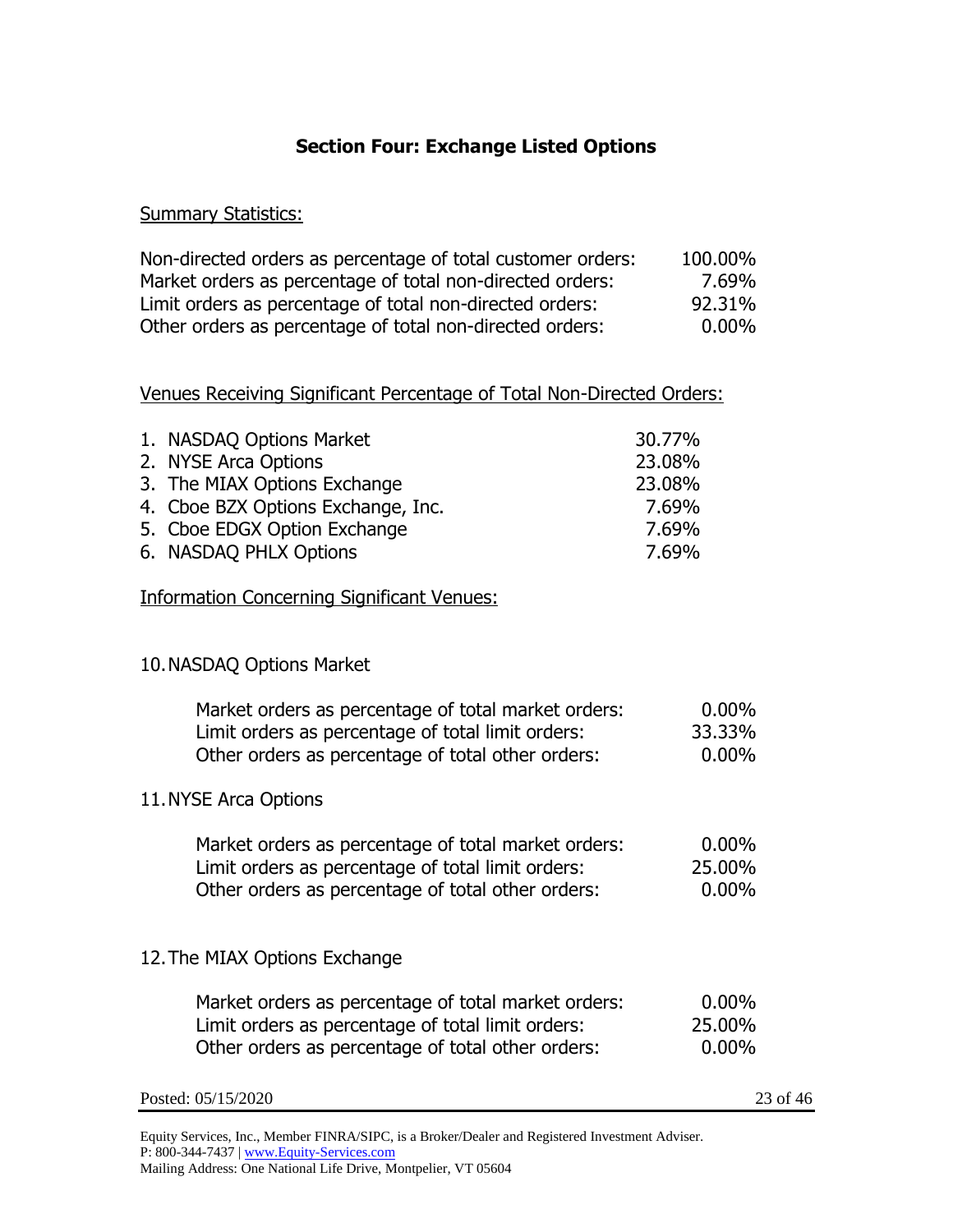## Section Four: Exchange Listed Options

Summary Statistics:

| | |
|---|---|
| Non-directed orders as percentage of total customer orders: | 100.00% |
| Market orders as percentage of total non-directed orders: | 7.69% |
| Limit orders as percentage of total non-directed orders: | 92.31% |
| Other orders as percentage of total non-directed orders: | 0.00% |

Venues Receiving Significant Percentage of Total Non-Directed Orders:

| | |
|---|---|
| 1. NASDAQ Options Market | 30.77% |
| 2. NYSE Arca Options | 23.08% |
| 3. The MIAX Options Exchange | 23.08% |
| 4. Cboe BZX Options Exchange, Inc. | 7.69% |
| 5. Cboe EDGX Option Exchange | 7.69% |
| 6. NASDAQ PHLX Options | 7.69% |

Information Concerning Significant Venues:

10. NASDAQ Options Market

| | |
|---|---|
| Market orders as percentage of total market orders: | 0.00% |
| Limit orders as percentage of total limit orders: | 33.33% |
| Other orders as percentage of total other orders: | 0.00% |

11. NYSE Arca Options

| | |
|---|---|
| Market orders as percentage of total market orders: | 0.00% |
| Limit orders as percentage of total limit orders: | 25.00% |
| Other orders as percentage of total other orders: | 0.00% |

12. The MIAX Options Exchange

| | |
|---|---|
| Market orders as percentage of total market orders: | 0.00% |
| Limit orders as percentage of total limit orders: | 25.00% |
| Other orders as percentage of total other orders: | 0.00% |

Posted: 05/15/2020

Equity Services, Inc., Member FINRA/SIPC, is a Broker/Dealer and Registered Investment Adviser.
P: 800-344-7437 | www.Equity-Services.com
Mailing Address: One National Life Drive, Montpelier, VT 05604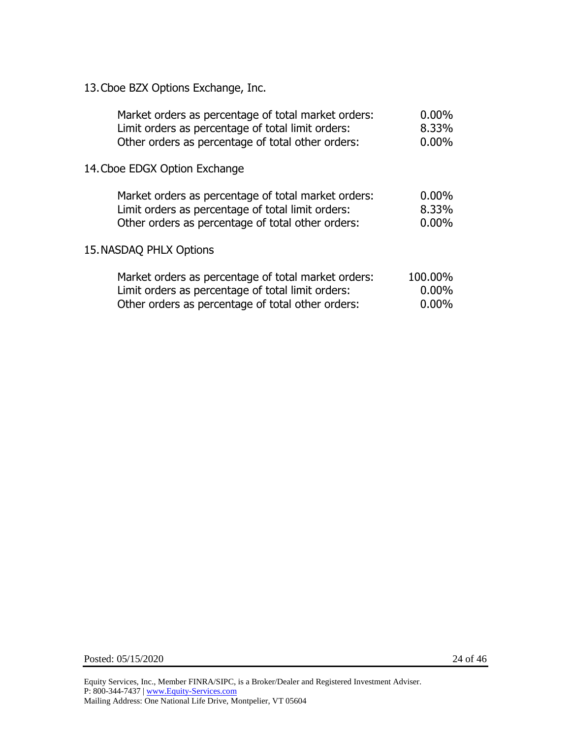13. Cboe BZX Options Exchange, Inc.

| | |
|---|---|
| Market orders as percentage of total market orders: | 0.00% |
| Limit orders as percentage of total limit orders: | 8.33% |
| Other orders as percentage of total other orders: | 0.00% |

14. Cboe EDGX Option Exchange

| | |
|---|---|
| Market orders as percentage of total market orders: | 0.00% |
| Limit orders as percentage of total limit orders: | 8.33% |
| Other orders as percentage of total other orders: | 0.00% |

15. NASDAQ PHLX Options

| | |
|---|---|
| Market orders as percentage of total market orders: | 100.00% |
| Limit orders as percentage of total limit orders: | 0.00% |
| Other orders as percentage of total other orders: | 0.00% |

Posted: 05/15/2020

Equity Services, Inc., Member FINRA/SIPC, is a Broker/Dealer and Registered Investment Adviser.
P: 800-344-7437 | www.Equity-Services.com
Mailing Address: One National Life Drive, Montpelier, VT 05604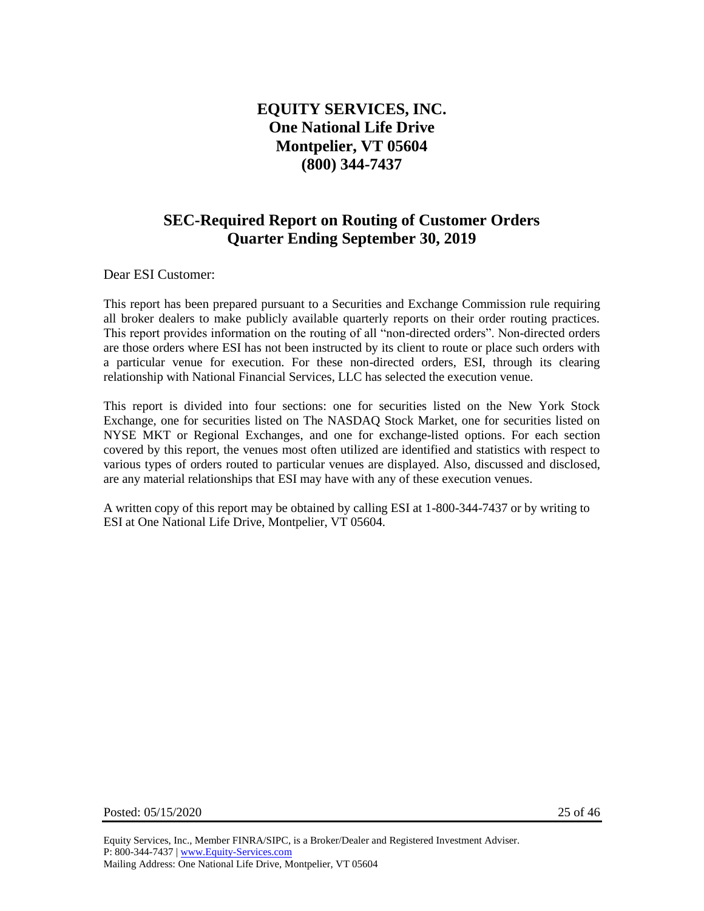# EQUITY SERVICES, INC.
# One National Life Drive
# Montpelier, VT 05604
# (800) 344-7437

## SEC-Required Report on Routing of Customer Orders
## Quarter Ending September 30, 2019

Dear ESI Customer:

This report has been prepared pursuant to a Securities and Exchange Commission rule requiring all broker dealers to make publicly available quarterly reports on their order routing practices. This report provides information on the routing of all "non-directed orders". Non-directed orders are those orders where ESI has not been instructed by its client to route or place such orders with a particular venue for execution. For these non-directed orders, ESI, through its clearing relationship with National Financial Services, LLC has selected the execution venue.

This report is divided into four sections: one for securities listed on the New York Stock Exchange, one for securities listed on The NASDAQ Stock Market, one for securities listed on NYSE MKT or Regional Exchanges, and one for exchange-listed options. For each section covered by this report, the venues most often utilized are identified and statistics with respect to various types of orders routed to particular venues are displayed. Also, discussed and disclosed, are any material relationships that ESI may have with any of these execution venues.

A written copy of this report may be obtained by calling ESI at 1-800-344-7437 or by writing to ESI at One National Life Drive, Montpelier, VT 05604.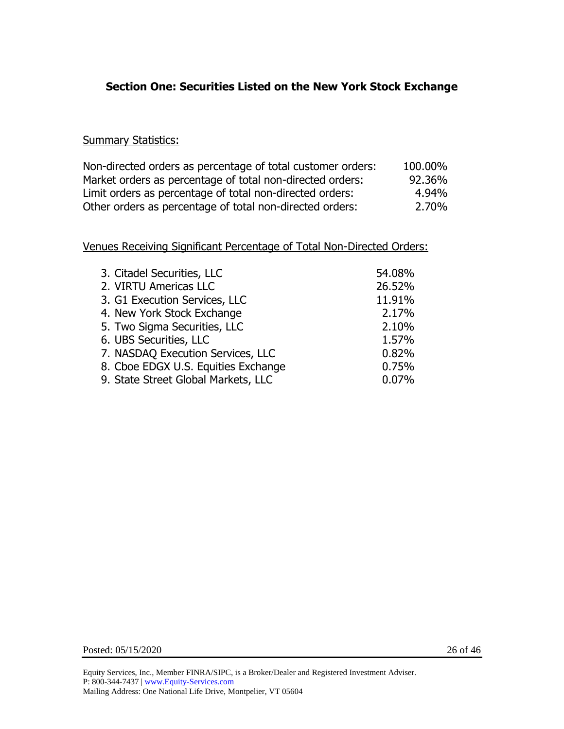## Section One: Securities Listed on the New York Stock Exchange

Summary Statistics:

| | |
|---|---|
| Non-directed orders as percentage of total customer orders: | 100.00% |
| Market orders as percentage of total non-directed orders: | 92.36% |
| Limit orders as percentage of total non-directed orders: | 4.94% |
| Other orders as percentage of total non-directed orders: | 2.70% |

Venues Receiving Significant Percentage of Total Non-Directed Orders:

| | |
|---|---|
| 3. Citadel Securities, LLC | 54.08% |
| 2. VIRTU Americas LLC | 26.52% |
| 3. G1 Execution Services, LLC | 11.91% |
| 4. New York Stock Exchange | 2.17% |
| 5. Two Sigma Securities, LLC | 2.10% |
| 6. UBS Securities, LLC | 1.57% |
| 7. NASDAQ Execution Services, LLC | 0.82% |
| 8. Cboe EDGX U.S. Equities Exchange | 0.75% |
| 9. State Street Global Markets, LLC | 0.07% |

Posted: 05/15/2020

Equity Services, Inc., Member FINRA/SIPC, is a Broker/Dealer and Registered Investment Adviser.
P: 800-344-7437 | www.Equity-Services.com
Mailing Address: One National Life Drive, Montpelier, VT 05604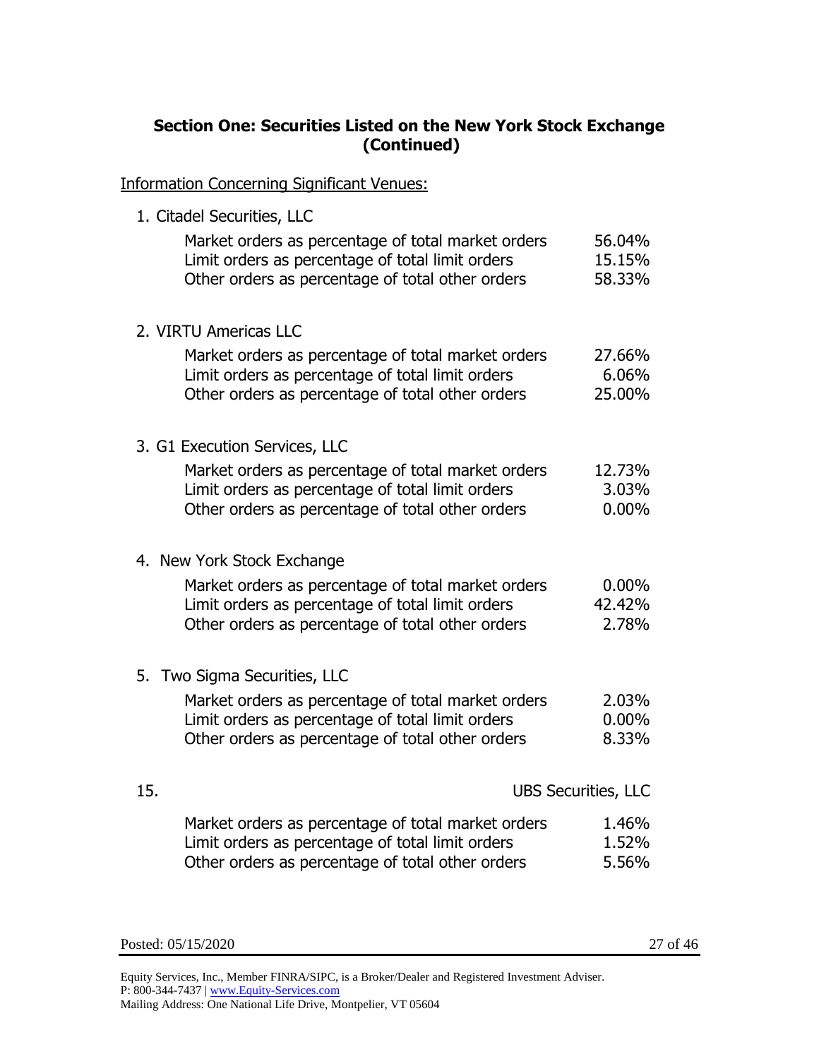## Section One: Securities Listed on the New York Stock Exchange (Continued)

Information Concerning Significant Venues:

1. Citadel Securities, LLC

| | |
|---|---|
| Market orders as percentage of total market orders | 56.04% |
| Limit orders as percentage of total limit orders | 15.15% |
| Other orders as percentage of total other orders | 58.33% |

2. VIRTU Americas LLC

| | |
|---|---|
| Market orders as percentage of total market orders | 27.66% |
| Limit orders as percentage of total limit orders | 6.06% |
| Other orders as percentage of total other orders | 25.00% |

3. G1 Execution Services, LLC

| | |
|---|---|
| Market orders as percentage of total market orders | 12.73% |
| Limit orders as percentage of total limit orders | 3.03% |
| Other orders as percentage of total other orders | 0.00% |

4. New York Stock Exchange

| | |
|---|---|
| Market orders as percentage of total market orders | 0.00% |
| Limit orders as percentage of total limit orders | 42.42% |
| Other orders as percentage of total other orders | 2.78% |

5. Two Sigma Securities, LLC

| | |
|---|---|
| Market orders as percentage of total market orders | 2.03% |
| Limit orders as percentage of total limit orders | 0.00% |
| Other orders as percentage of total other orders | 8.33% |

15. UBS Securities, LLC

| | |
|---|---|
| Market orders as percentage of total market orders | 1.46% |
| Limit orders as percentage of total limit orders | 1.52% |
| Other orders as percentage of total other orders | 5.56% |

Posted: 05/15/2020

Equity Services, Inc., Member FINRA/SIPC, is a Broker/Dealer and Registered Investment Adviser.
P: 800-344-7437 | www.Equity-Services.com
Mailing Address: One National Life Drive, Montpelier, VT 05604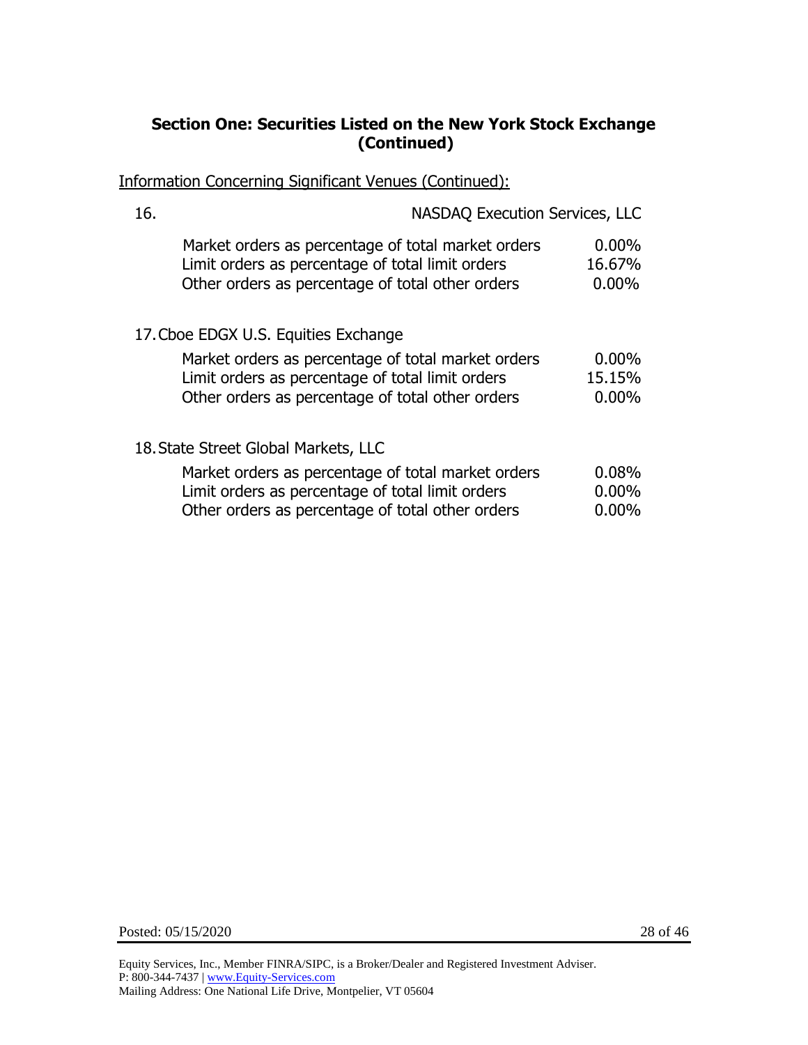## Section One: Securities Listed on the New York Stock Exchange (Continued)

Information Concerning Significant Venues (Continued):

16. NASDAQ Execution Services, LLC

| | |
|---|---|
| Market orders as percentage of total market orders | 0.00% |
| Limit orders as percentage of total limit orders | 16.67% |
| Other orders as percentage of total other orders | 0.00% |

17. Cboe EDGX U.S. Equities Exchange

| | |
|---|---|
| Market orders as percentage of total market orders | 0.00% |
| Limit orders as percentage of total limit orders | 15.15% |
| Other orders as percentage of total other orders | 0.00% |

18. State Street Global Markets, LLC

| | |
|---|---|
| Market orders as percentage of total market orders | 0.08% |
| Limit orders as percentage of total limit orders | 0.00% |
| Other orders as percentage of total other orders | 0.00% |

Posted: 05/15/2020

Equity Services, Inc., Member FINRA/SIPC, is a Broker/Dealer and Registered Investment Adviser.
P: 800-344-7437 | www.Equity-Services.com
Mailing Address: One National Life Drive, Montpelier, VT 05604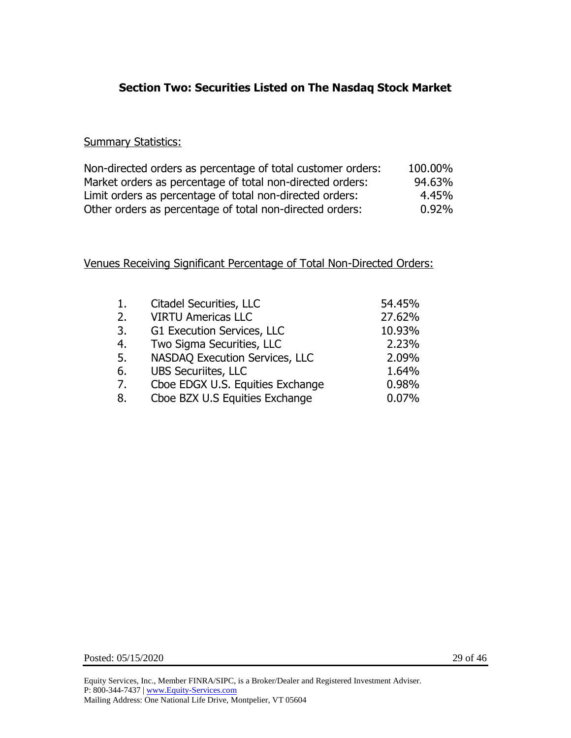## Section Two: Securities Listed on The Nasdaq Stock Market

Summary Statistics:

| | |
|---|---|
| Non-directed orders as percentage of total customer orders: | 100.00% |
| Market orders as percentage of total non-directed orders: | 94.63% |
| Limit orders as percentage of total non-directed orders: | 4.45% |
| Other orders as percentage of total non-directed orders: | 0.92% |

Venues Receiving Significant Percentage of Total Non-Directed Orders:

| | | |
|---|---|---|
| 1. | Citadel Securities, LLC | 54.45% |
| 2. | VIRTU Americas LLC | 27.62% |
| 3. | G1 Execution Services, LLC | 10.93% |
| 4. | Two Sigma Securities, LLC | 2.23% |
| 5. | NASDAQ Execution Services, LLC | 2.09% |
| 6. | UBS Securiites, LLC | 1.64% |
| 7. | Cboe EDGX U.S. Equities Exchange | 0.98% |
| 8. | Cboe BZX U.S Equities Exchange | 0.07% |

Posted: 05/15/2020

Equity Services, Inc., Member FINRA/SIPC, is a Broker/Dealer and Registered Investment Adviser.
P: 800-344-7437 | www.Equity-Services.com
Mailing Address: One National Life Drive, Montpelier, VT 05604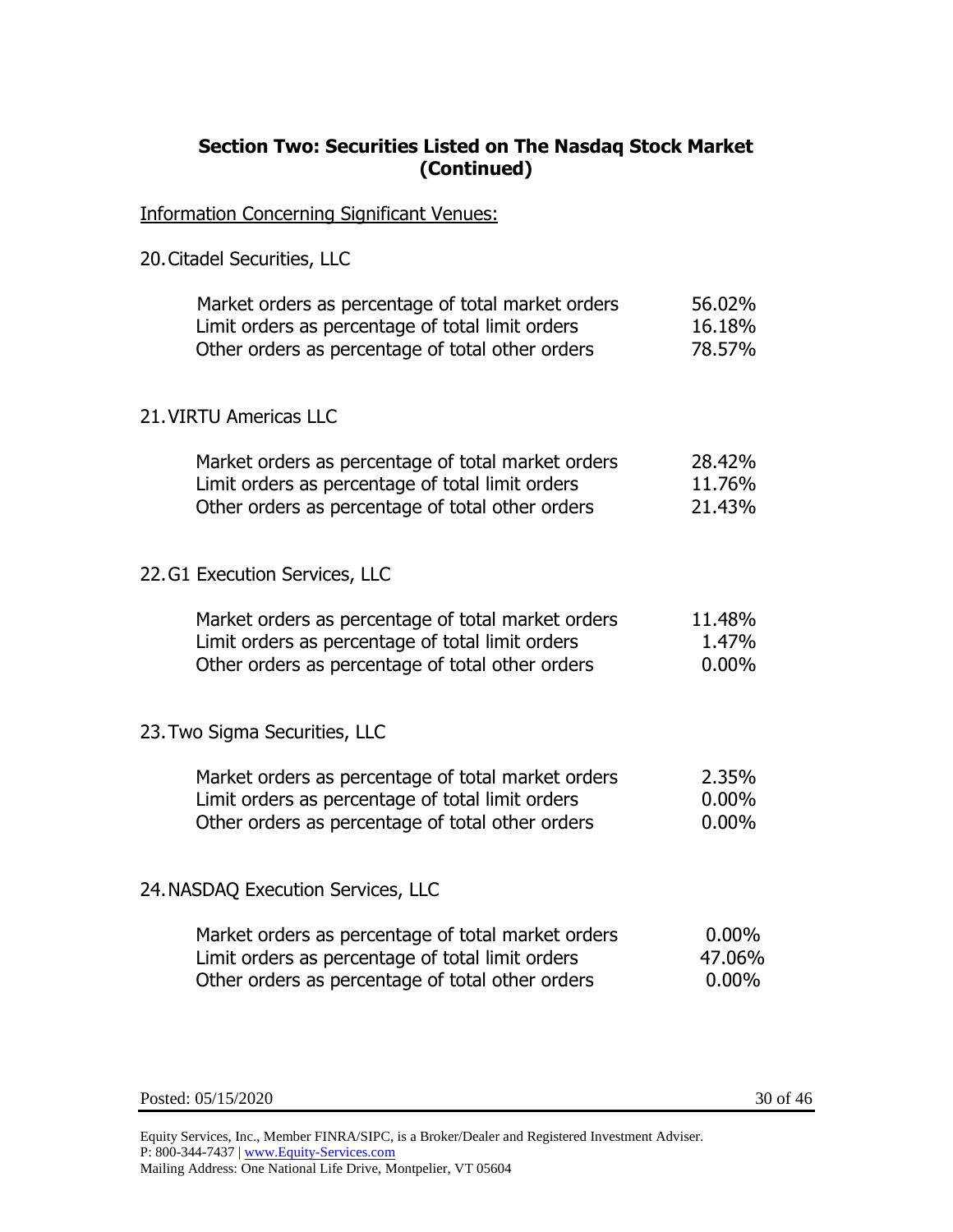## Section Two: Securities Listed on The Nasdaq Stock Market (Continued)

Information Concerning Significant Venues:

20. Citadel Securities, LLC

| | |
|---|---|
| Market orders as percentage of total market orders | 56.02% |
| Limit orders as percentage of total limit orders | 16.18% |
| Other orders as percentage of total other orders | 78.57% |

21. VIRTU Americas LLC

| | |
|---|---|
| Market orders as percentage of total market orders | 28.42% |
| Limit orders as percentage of total limit orders | 11.76% |
| Other orders as percentage of total other orders | 21.43% |

22. G1 Execution Services, LLC

| | |
|---|---|
| Market orders as percentage of total market orders | 11.48% |
| Limit orders as percentage of total limit orders | 1.47% |
| Other orders as percentage of total other orders | 0.00% |

23. Two Sigma Securities, LLC

| | |
|---|---|
| Market orders as percentage of total market orders | 2.35% |
| Limit orders as percentage of total limit orders | 0.00% |
| Other orders as percentage of total other orders | 0.00% |

24. NASDAQ Execution Services, LLC

| | |
|---|---|
| Market orders as percentage of total market orders | 0.00% |
| Limit orders as percentage of total limit orders | 47.06% |
| Other orders as percentage of total other orders | 0.00% |

Posted: 05/15/2020

Equity Services, Inc., Member FINRA/SIPC, is a Broker/Dealer and Registered Investment Adviser.
P: 800-344-7437 | www.Equity-Services.com
Mailing Address: One National Life Drive, Montpelier, VT 05604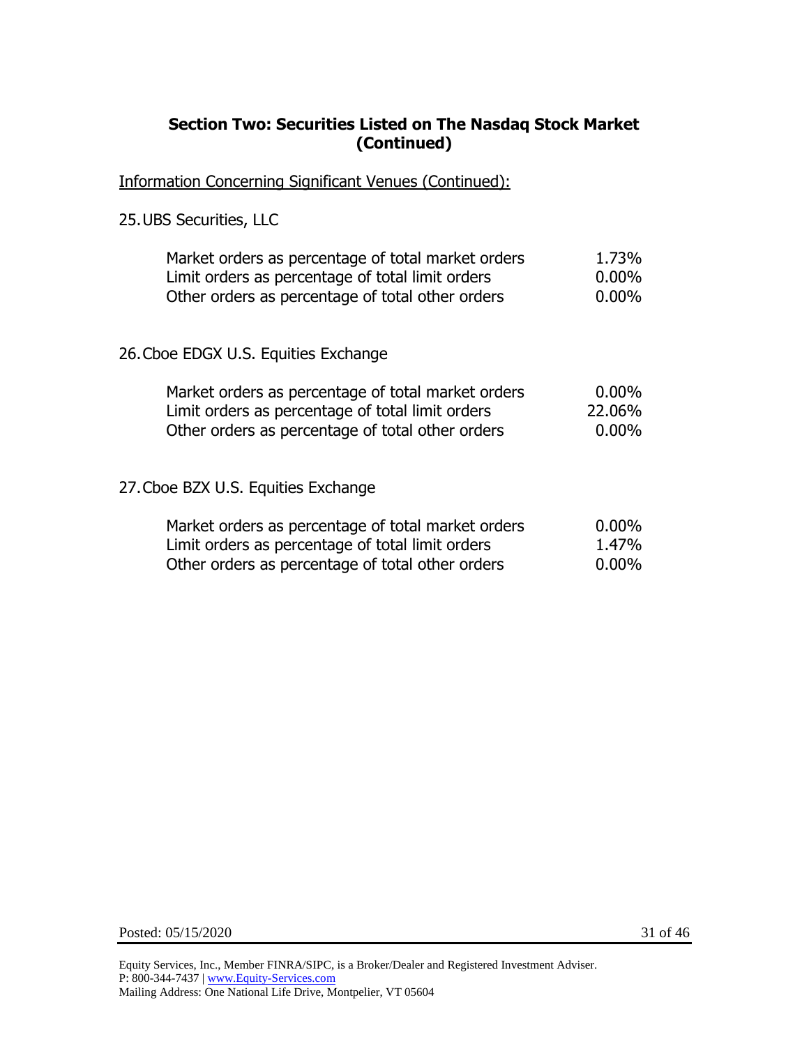## Section Two: Securities Listed on The Nasdaq Stock Market (Continued)

<u>Information Concerning Significant Venues (Continued):</u>

25. UBS Securities, LLC

| | |
|---|---|
| Market orders as percentage of total market orders | 1.73% |
| Limit orders as percentage of total limit orders | 0.00% |
| Other orders as percentage of total other orders | 0.00% |

26. Cboe EDGX U.S. Equities Exchange

| | |
|---|---|
| Market orders as percentage of total market orders | 0.00% |
| Limit orders as percentage of total limit orders | 22.06% |
| Other orders as percentage of total other orders | 0.00% |

27. Cboe BZX U.S. Equities Exchange

| | |
|---|---|
| Market orders as percentage of total market orders | 0.00% |
| Limit orders as percentage of total limit orders | 1.47% |
| Other orders as percentage of total other orders | 0.00% |

Posted: 05/15/2020

Equity Services, Inc., Member FINRA/SIPC, is a Broker/Dealer and Registered Investment Adviser.
P: 800-344-7437 | www.Equity-Services.com
Mailing Address: One National Life Drive, Montpelier, VT 05604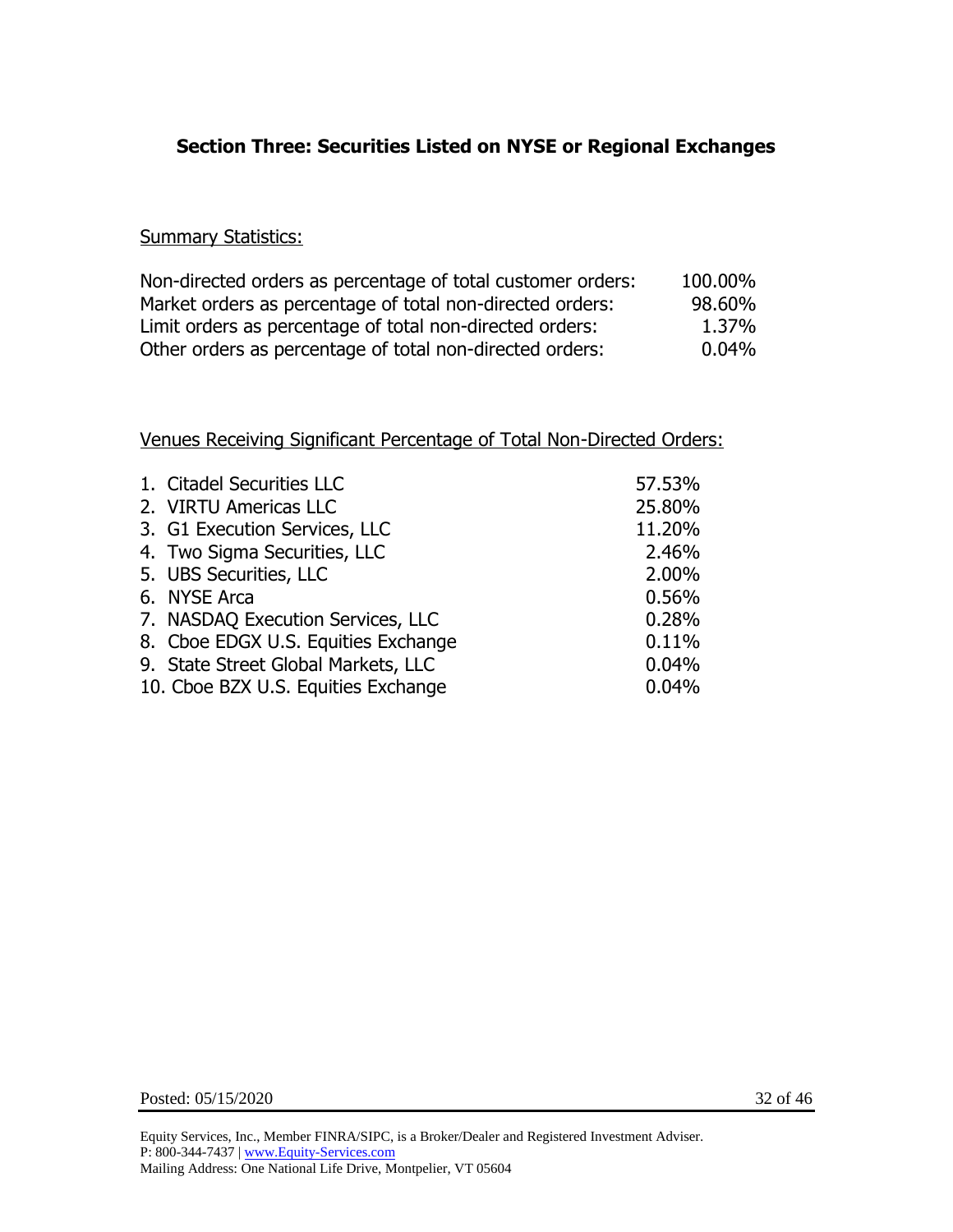## Section Three: Securities Listed on NYSE or Regional Exchanges

Summary Statistics:

| | |
|---|---|
| Non-directed orders as percentage of total customer orders: | 100.00% |
| Market orders as percentage of total non-directed orders: | 98.60% |
| Limit orders as percentage of total non-directed orders: | 1.37% |
| Other orders as percentage of total non-directed orders: | 0.04% |

Venues Receiving Significant Percentage of Total Non-Directed Orders:

| Venue | Percentage |
|---|---|
| 1. Citadel Securities LLC | 57.53% |
| 2. VIRTU Americas LLC | 25.80% |
| 3. G1 Execution Services, LLC | 11.20% |
| 4. Two Sigma Securities, LLC | 2.46% |
| 5. UBS Securities, LLC | 2.00% |
| 6. NYSE Arca | 0.56% |
| 7. NASDAQ Execution Services, LLC | 0.28% |
| 8. Cboe EDGX U.S. Equities Exchange | 0.11% |
| 9. State Street Global Markets, LLC | 0.04% |
| 10. Cboe BZX U.S. Equities Exchange | 0.04% |

Posted: 05/15/2020

Equity Services, Inc., Member FINRA/SIPC, is a Broker/Dealer and Registered Investment Adviser.
P: 800-344-7437 | www.Equity-Services.com
Mailing Address: One National Life Drive, Montpelier, VT 05604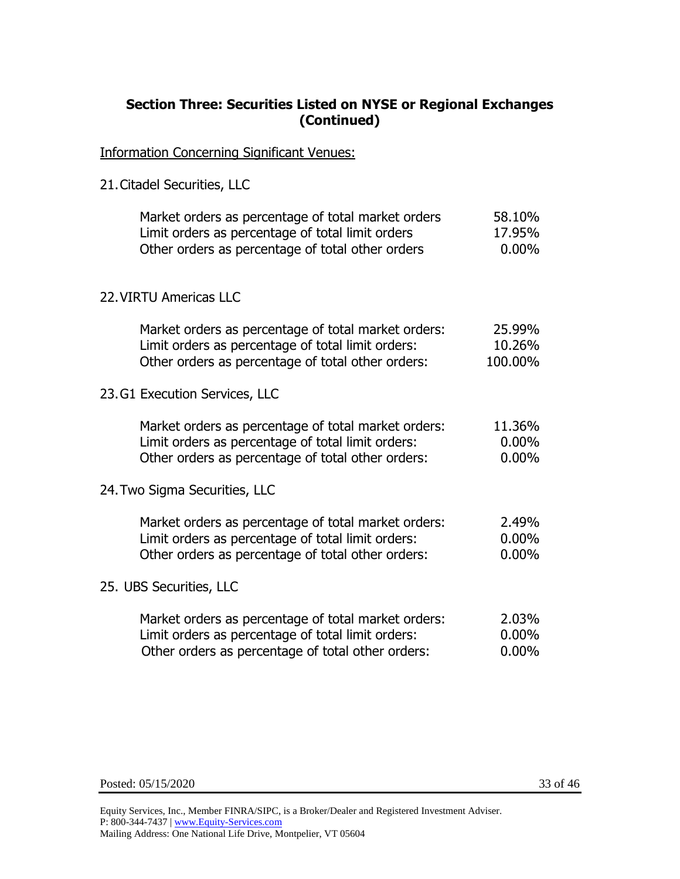## Section Three: Securities Listed on NYSE or Regional Exchanges (Continued)

Information Concerning Significant Venues:

21. Citadel Securities, LLC

| | |
|---|---|
| Market orders as percentage of total market orders | 58.10% |
| Limit orders as percentage of total limit orders | 17.95% |
| Other orders as percentage of total other orders | 0.00% |

22. VIRTU Americas LLC

| | |
|---|---|
| Market orders as percentage of total market orders: | 25.99% |
| Limit orders as percentage of total limit orders: | 10.26% |
| Other orders as percentage of total other orders: | 100.00% |

23. G1 Execution Services, LLC

| | |
|---|---|
| Market orders as percentage of total market orders: | 11.36% |
| Limit orders as percentage of total limit orders: | 0.00% |
| Other orders as percentage of total other orders: | 0.00% |

24. Two Sigma Securities, LLC

| | |
|---|---|
| Market orders as percentage of total market orders: | 2.49% |
| Limit orders as percentage of total limit orders: | 0.00% |
| Other orders as percentage of total other orders: | 0.00% |

25. UBS Securities, LLC

| | |
|---|---|
| Market orders as percentage of total market orders: | 2.03% |
| Limit orders as percentage of total limit orders: | 0.00% |
| Other orders as percentage of total other orders: | 0.00% |

Posted: 05/15/2020

Equity Services, Inc., Member FINRA/SIPC, is a Broker/Dealer and Registered Investment Adviser.
P: 800-344-7437 | www.Equity-Services.com
Mailing Address: One National Life Drive, Montpelier, VT 05604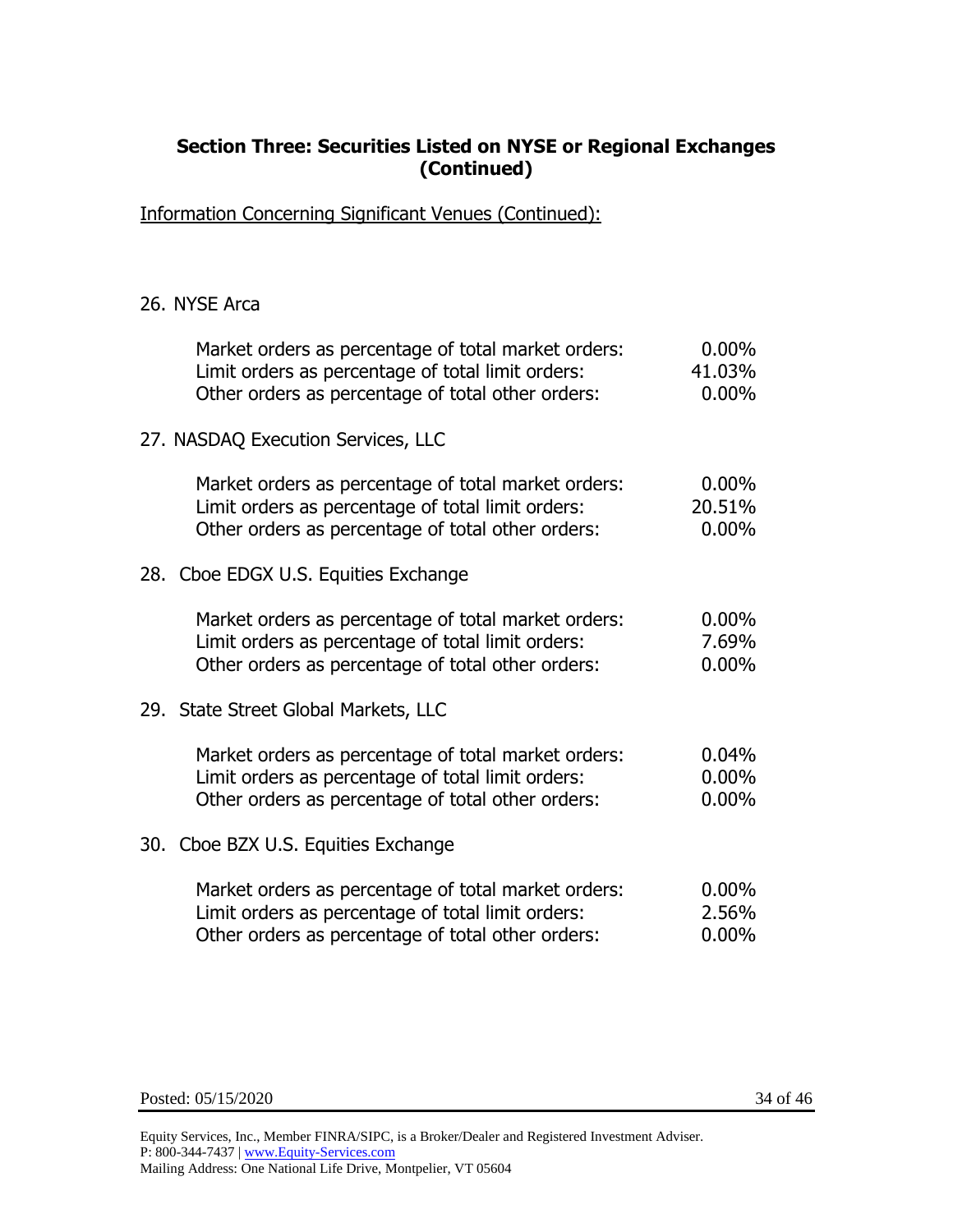## Section Three: Securities Listed on NYSE or Regional Exchanges (Continued)

Information Concerning Significant Venues (Continued):

26. NYSE Arca

| | |
|---|---|
| Market orders as percentage of total market orders: | 0.00% |
| Limit orders as percentage of total limit orders: | 41.03% |
| Other orders as percentage of total other orders: | 0.00% |

27. NASDAQ Execution Services, LLC

| | |
|---|---|
| Market orders as percentage of total market orders: | 0.00% |
| Limit orders as percentage of total limit orders: | 20.51% |
| Other orders as percentage of total other orders: | 0.00% |

28. Cboe EDGX U.S. Equities Exchange

| | |
|---|---|
| Market orders as percentage of total market orders: | 0.00% |
| Limit orders as percentage of total limit orders: | 7.69% |
| Other orders as percentage of total other orders: | 0.00% |

29. State Street Global Markets, LLC

| | |
|---|---|
| Market orders as percentage of total market orders: | 0.04% |
| Limit orders as percentage of total limit orders: | 0.00% |
| Other orders as percentage of total other orders: | 0.00% |

30. Cboe BZX U.S. Equities Exchange

| | |
|---|---|
| Market orders as percentage of total market orders: | 0.00% |
| Limit orders as percentage of total limit orders: | 2.56% |
| Other orders as percentage of total other orders: | 0.00% |

Posted: 05/15/2020

Equity Services, Inc., Member FINRA/SIPC, is a Broker/Dealer and Registered Investment Adviser.
P: 800-344-7437 | www.Equity-Services.com
Mailing Address: One National Life Drive, Montpelier, VT 05604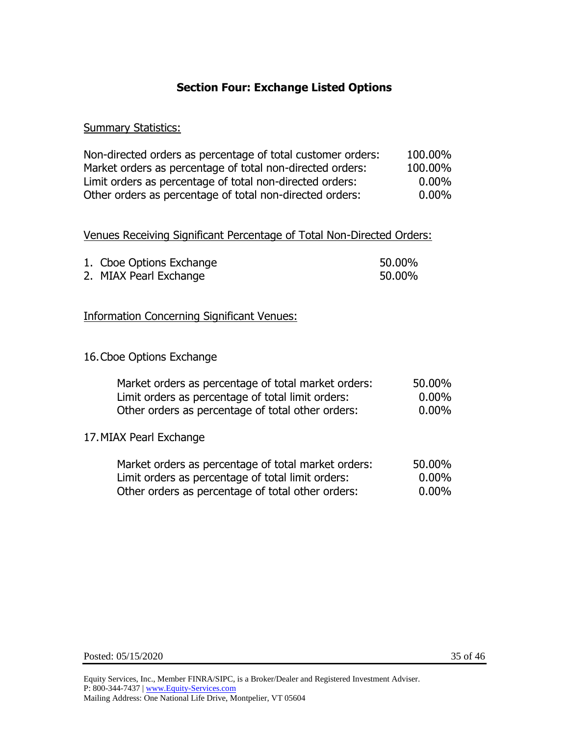## Section Four: Exchange Listed Options

Summary Statistics:

| | |
|---|---|
| Non-directed orders as percentage of total customer orders: | 100.00% |
| Market orders as percentage of total non-directed orders: | 100.00% |
| Limit orders as percentage of total non-directed orders: | 0.00% |
| Other orders as percentage of total non-directed orders: | 0.00% |

Venues Receiving Significant Percentage of Total Non-Directed Orders:

| | |
|---|---|
| 1. Cboe Options Exchange | 50.00% |
| 2. MIAX Pearl Exchange | 50.00% |

Information Concerning Significant Venues:

16. Cboe Options Exchange

| | |
|---|---|
| Market orders as percentage of total market orders: | 50.00% |
| Limit orders as percentage of total limit orders: | 0.00% |
| Other orders as percentage of total other orders: | 0.00% |

17. MIAX Pearl Exchange

| | |
|---|---|
| Market orders as percentage of total market orders: | 50.00% |
| Limit orders as percentage of total limit orders: | 0.00% |
| Other orders as percentage of total other orders: | 0.00% |

Posted: 05/15/2020

Equity Services, Inc., Member FINRA/SIPC, is a Broker/Dealer and Registered Investment Adviser.
P: 800-344-7437 | www.Equity-Services.com
Mailing Address: One National Life Drive, Montpelier, VT 05604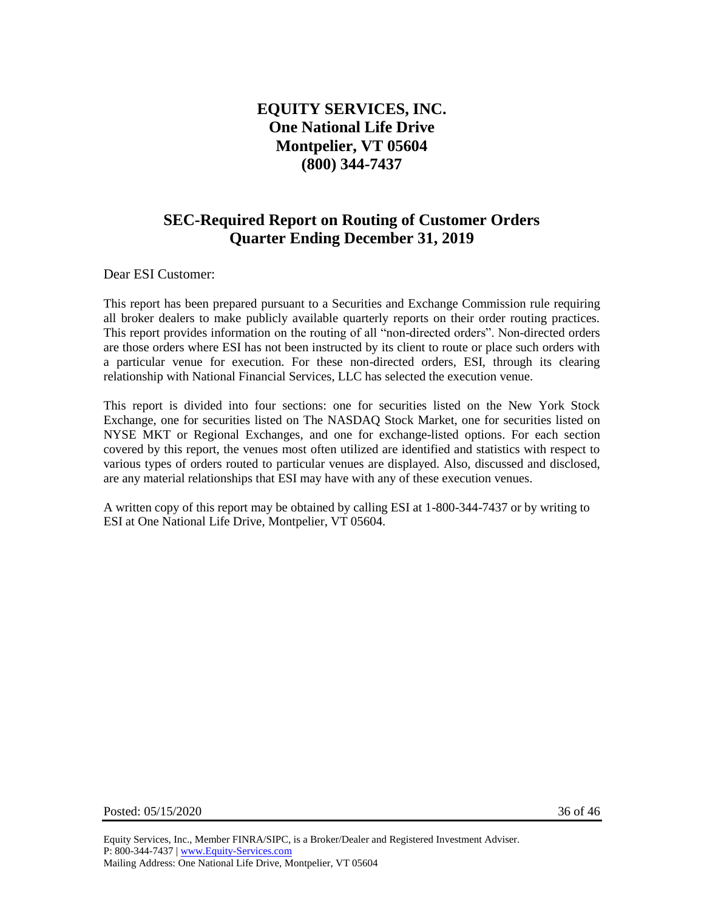# EQUITY SERVICES, INC.
# One National Life Drive
# Montpelier, VT 05604
# (800) 344-7437

## SEC-Required Report on Routing of Customer Orders
## Quarter Ending December 31, 2019

Dear ESI Customer:

This report has been prepared pursuant to a Securities and Exchange Commission rule requiring all broker dealers to make publicly available quarterly reports on their order routing practices. This report provides information on the routing of all "non-directed orders". Non-directed orders are those orders where ESI has not been instructed by its client to route or place such orders with a particular venue for execution. For these non-directed orders, ESI, through its clearing relationship with National Financial Services, LLC has selected the execution venue.

This report is divided into four sections: one for securities listed on the New York Stock Exchange, one for securities listed on The NASDAQ Stock Market, one for securities listed on NYSE MKT or Regional Exchanges, and one for exchange-listed options. For each section covered by this report, the venues most often utilized are identified and statistics with respect to various types of orders routed to particular venues are displayed. Also, discussed and disclosed, are any material relationships that ESI may have with any of these execution venues.

A written copy of this report may be obtained by calling ESI at 1-800-344-7437 or by writing to ESI at One National Life Drive, Montpelier, VT 05604.

Posted: 05/15/2020

Equity Services, Inc., Member FINRA/SIPC, is a Broker/Dealer and Registered Investment Adviser.
P: 800-344-7437 | www.Equity-Services.com
Mailing Address: One National Life Drive, Montpelier, VT 05604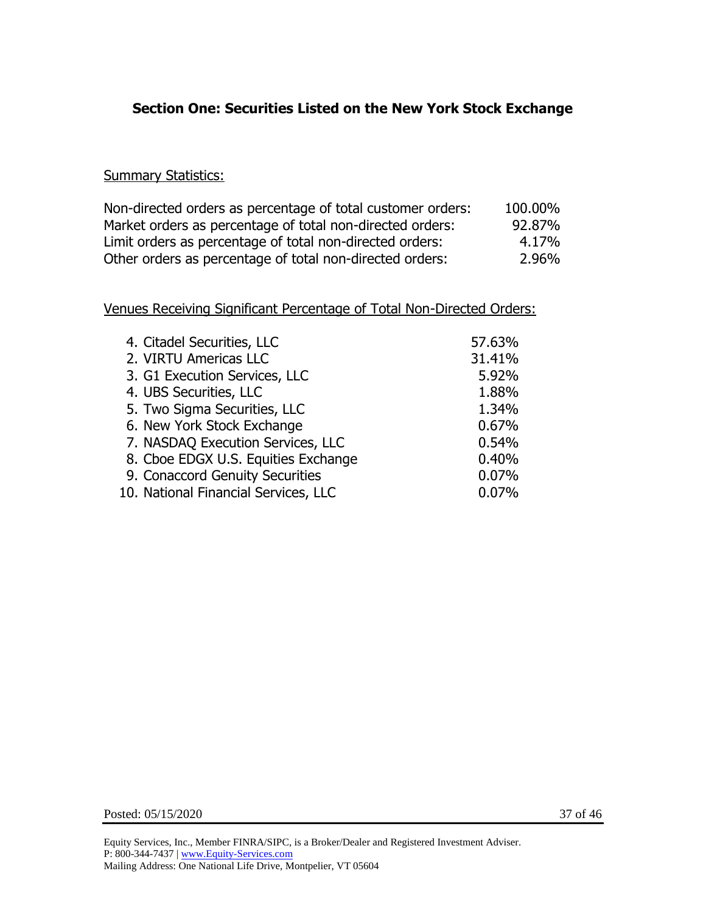## Section One: Securities Listed on the New York Stock Exchange

Summary Statistics:

| | |
|---|---|
| Non-directed orders as percentage of total customer orders: | 100.00% |
| Market orders as percentage of total non-directed orders: | 92.87% |
| Limit orders as percentage of total non-directed orders: | 4.17% |
| Other orders as percentage of total non-directed orders: | 2.96% |

Venues Receiving Significant Percentage of Total Non-Directed Orders:

| | |
|---|---|
| 4. Citadel Securities, LLC | 57.63% |
| 2. VIRTU Americas LLC | 31.41% |
| 3. G1 Execution Services, LLC | 5.92% |
| 4. UBS Securities, LLC | 1.88% |
| 5. Two Sigma Securities, LLC | 1.34% |
| 6. New York Stock Exchange | 0.67% |
| 7. NASDAQ Execution Services, LLC | 0.54% |
| 8. Cboe EDGX U.S. Equities Exchange | 0.40% |
| 9. Conaccord Genuity Securities | 0.07% |
| 10. National Financial Services, LLC | 0.07% |

Posted: 05/15/2020

Equity Services, Inc., Member FINRA/SIPC, is a Broker/Dealer and Registered Investment Adviser.
P: 800-344-7437 | www.Equity-Services.com
Mailing Address: One National Life Drive, Montpelier, VT 05604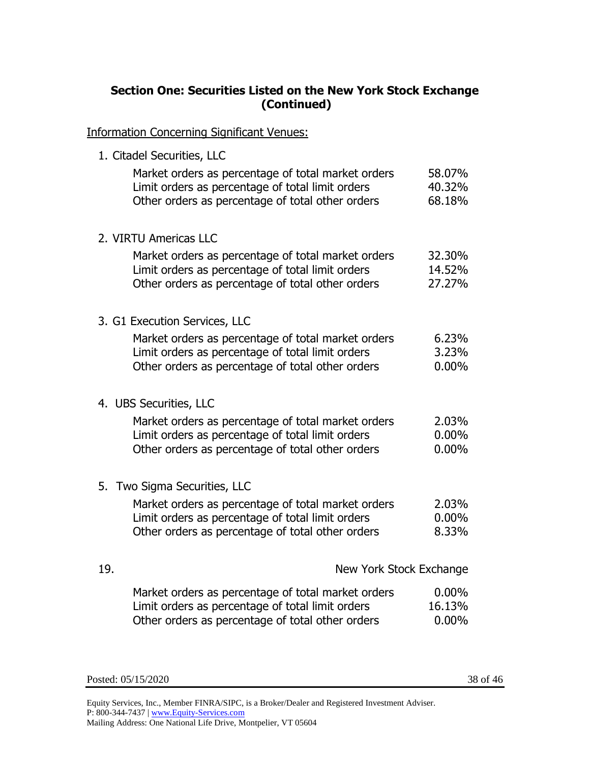## Section One: Securities Listed on the New York Stock Exchange (Continued)

Information Concerning Significant Venues:

1. Citadel Securities, LLC

| | |
|---|---|
| Market orders as percentage of total market orders | 58.07% |
| Limit orders as percentage of total limit orders | 40.32% |
| Other orders as percentage of total other orders | 68.18% |

2. VIRTU Americas LLC

| | |
|---|---|
| Market orders as percentage of total market orders | 32.30% |
| Limit orders as percentage of total limit orders | 14.52% |
| Other orders as percentage of total other orders | 27.27% |

3. G1 Execution Services, LLC

| | |
|---|---|
| Market orders as percentage of total market orders | 6.23% |
| Limit orders as percentage of total limit orders | 3.23% |
| Other orders as percentage of total other orders | 0.00% |

4. UBS Securities, LLC

| | |
|---|---|
| Market orders as percentage of total market orders | 2.03% |
| Limit orders as percentage of total limit orders | 0.00% |
| Other orders as percentage of total other orders | 0.00% |

5. Two Sigma Securities, LLC

| | |
|---|---|
| Market orders as percentage of total market orders | 2.03% |
| Limit orders as percentage of total limit orders | 0.00% |
| Other orders as percentage of total other orders | 8.33% |

19. New York Stock Exchange

| | |
|---|---|
| Market orders as percentage of total market orders | 0.00% |
| Limit orders as percentage of total limit orders | 16.13% |
| Other orders as percentage of total other orders | 0.00% |

Posted: 05/15/2020

Equity Services, Inc., Member FINRA/SIPC, is a Broker/Dealer and Registered Investment Adviser.
P: 800-344-7437 | www.Equity-Services.com
Mailing Address: One National Life Drive, Montpelier, VT 05604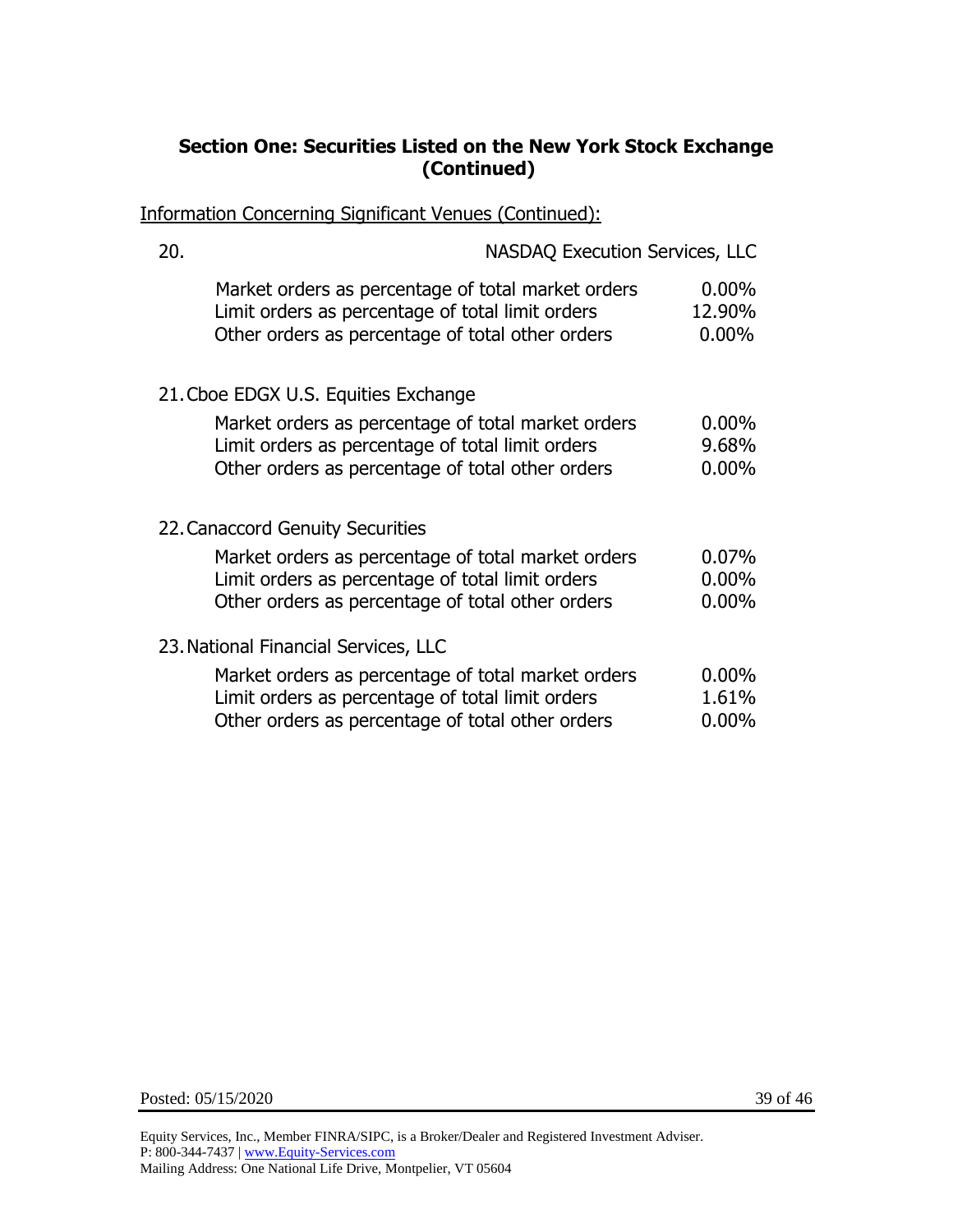## Section One: Securities Listed on the New York Stock Exchange (Continued)

<u>Information Concerning Significant Venues (Continued):</u>

20. NASDAQ Execution Services, LLC

| | |
|---|---|
| Market orders as percentage of total market orders | 0.00% |
| Limit orders as percentage of total limit orders | 12.90% |
| Other orders as percentage of total other orders | 0.00% |

21. Cboe EDGX U.S. Equities Exchange

| | |
|---|---|
| Market orders as percentage of total market orders | 0.00% |
| Limit orders as percentage of total limit orders | 9.68% |
| Other orders as percentage of total other orders | 0.00% |

22. Canaccord Genuity Securities

| | |
|---|---|
| Market orders as percentage of total market orders | 0.07% |
| Limit orders as percentage of total limit orders | 0.00% |
| Other orders as percentage of total other orders | 0.00% |

23. National Financial Services, LLC

| | |
|---|---|
| Market orders as percentage of total market orders | 0.00% |
| Limit orders as percentage of total limit orders | 1.61% |
| Other orders as percentage of total other orders | 0.00% |

Posted: 05/15/2020

Equity Services, Inc., Member FINRA/SIPC, is a Broker/Dealer and Registered Investment Adviser.
P: 800-344-7437 | www.Equity-Services.com
Mailing Address: One National Life Drive, Montpelier, VT 05604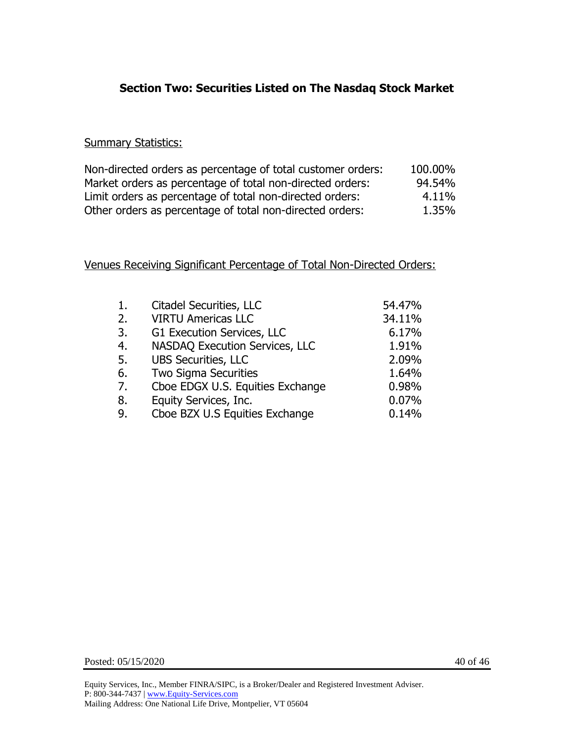## Section Two: Securities Listed on The Nasdaq Stock Market

Summary Statistics:

| | |
|---|---|
| Non-directed orders as percentage of total customer orders: | 100.00% |
| Market orders as percentage of total non-directed orders: | 94.54% |
| Limit orders as percentage of total non-directed orders: | 4.11% |
| Other orders as percentage of total non-directed orders: | 1.35% |

Venues Receiving Significant Percentage of Total Non-Directed Orders:

| | | |
|---|---|---|
| 1. | Citadel Securities, LLC | 54.47% |
| 2. | VIRTU Americas LLC | 34.11% |
| 3. | G1 Execution Services, LLC | 6.17% |
| 4. | NASDAQ Execution Services, LLC | 1.91% |
| 5. | UBS Securities, LLC | 2.09% |
| 6. | Two Sigma Securities | 1.64% |
| 7. | Cboe EDGX U.S. Equities Exchange | 0.98% |
| 8. | Equity Services, Inc. | 0.07% |
| 9. | Cboe BZX U.S Equities Exchange | 0.14% |

Posted: 05/15/2020

Equity Services, Inc., Member FINRA/SIPC, is a Broker/Dealer and Registered Investment Adviser.
P: 800-344-7437 | www.Equity-Services.com
Mailing Address: One National Life Drive, Montpelier, VT 05604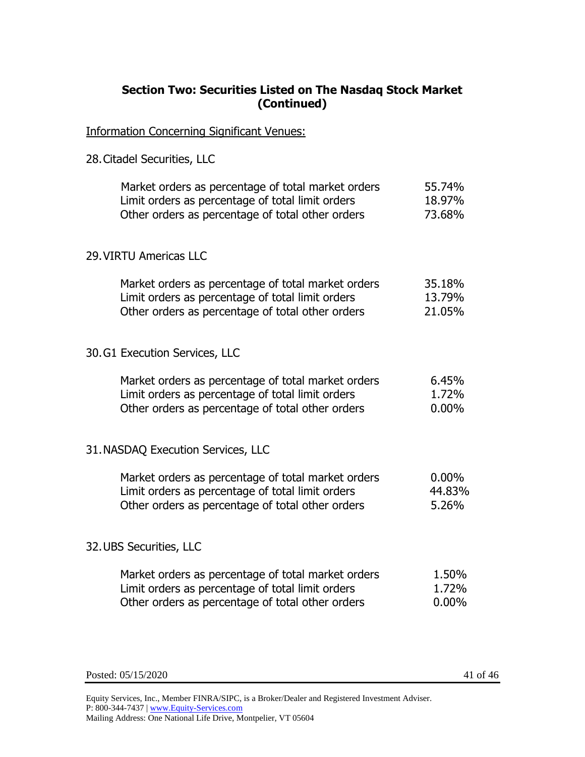## Section Two: Securities Listed on The Nasdaq Stock Market (Continued)

Information Concerning Significant Venues:

28. Citadel Securities, LLC

| | |
|---|---|
| Market orders as percentage of total market orders | 55.74% |
| Limit orders as percentage of total limit orders | 18.97% |
| Other orders as percentage of total other orders | 73.68% |

29. VIRTU Americas LLC

| | |
|---|---|
| Market orders as percentage of total market orders | 35.18% |
| Limit orders as percentage of total limit orders | 13.79% |
| Other orders as percentage of total other orders | 21.05% |

30. G1 Execution Services, LLC

| | |
|---|---|
| Market orders as percentage of total market orders | 6.45% |
| Limit orders as percentage of total limit orders | 1.72% |
| Other orders as percentage of total other orders | 0.00% |

31. NASDAQ Execution Services, LLC

| | |
|---|---|
| Market orders as percentage of total market orders | 0.00% |
| Limit orders as percentage of total limit orders | 44.83% |
| Other orders as percentage of total other orders | 5.26% |

32. UBS Securities, LLC

| | |
|---|---|
| Market orders as percentage of total market orders | 1.50% |
| Limit orders as percentage of total limit orders | 1.72% |
| Other orders as percentage of total other orders | 0.00% |

Posted: 05/15/2020

Equity Services, Inc., Member FINRA/SIPC, is a Broker/Dealer and Registered Investment Adviser.
P: 800-344-7437 | www.Equity-Services.com
Mailing Address: One National Life Drive, Montpelier, VT 05604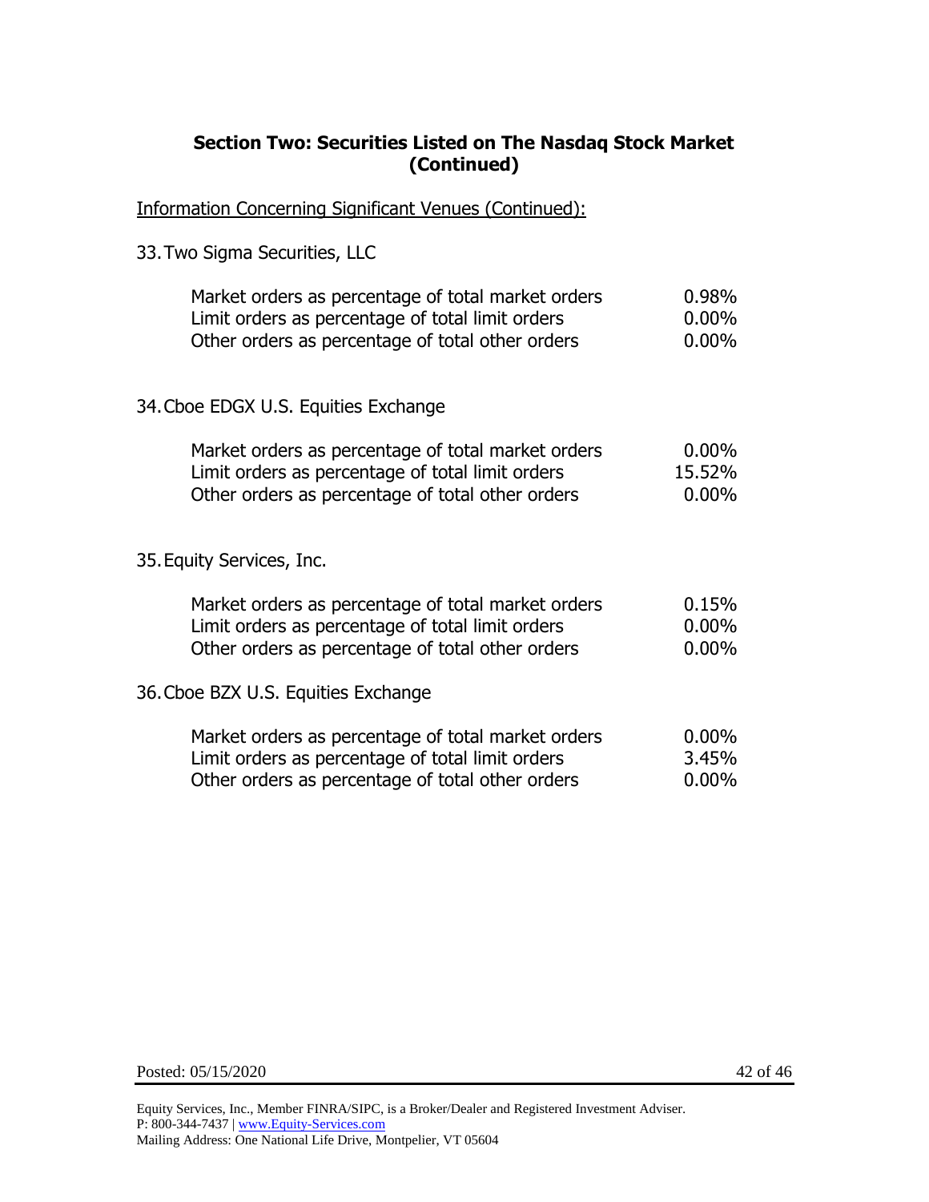## Section Two: Securities Listed on The Nasdaq Stock Market (Continued)

Information Concerning Significant Venues (Continued):

33. Two Sigma Securities, LLC

| | |
|---|---|
| Market orders as percentage of total market orders | 0.98% |
| Limit orders as percentage of total limit orders | 0.00% |
| Other orders as percentage of total other orders | 0.00% |

34. Cboe EDGX U.S. Equities Exchange

| | |
|---|---|
| Market orders as percentage of total market orders | 0.00% |
| Limit orders as percentage of total limit orders | 15.52% |
| Other orders as percentage of total other orders | 0.00% |

35. Equity Services, Inc.

| | |
|---|---|
| Market orders as percentage of total market orders | 0.15% |
| Limit orders as percentage of total limit orders | 0.00% |
| Other orders as percentage of total other orders | 0.00% |

36. Cboe BZX U.S. Equities Exchange

| | |
|---|---|
| Market orders as percentage of total market orders | 0.00% |
| Limit orders as percentage of total limit orders | 3.45% |
| Other orders as percentage of total other orders | 0.00% |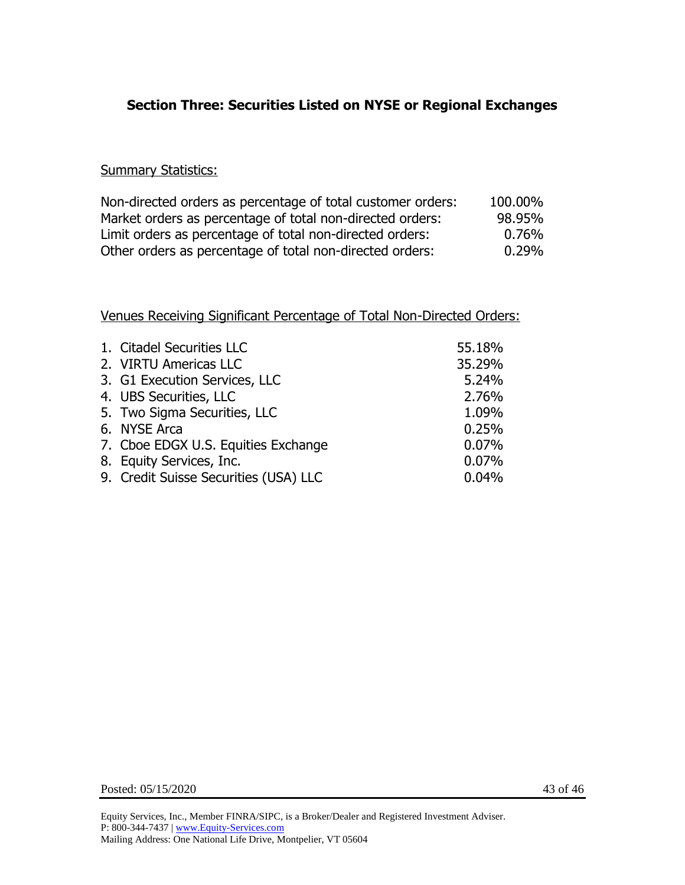## Section Three: Securities Listed on NYSE or Regional Exchanges

Summary Statistics:

| | |
|---|---|
| Non-directed orders as percentage of total customer orders: | 100.00% |
| Market orders as percentage of total non-directed orders: | 98.95% |
| Limit orders as percentage of total non-directed orders: | 0.76% |
| Other orders as percentage of total non-directed orders: | 0.29% |

Venues Receiving Significant Percentage of Total Non-Directed Orders:

| | |
|---|---|
| 1. Citadel Securities LLC | 55.18% |
| 2. VIRTU Americas LLC | 35.29% |
| 3. G1 Execution Services, LLC | 5.24% |
| 4. UBS Securities, LLC | 2.76% |
| 5. Two Sigma Securities, LLC | 1.09% |
| 6. NYSE Arca | 0.25% |
| 7. Cboe EDGX U.S. Equities Exchange | 0.07% |
| 8. Equity Services, Inc. | 0.07% |
| 9. Credit Suisse Securities (USA) LLC | 0.04% |

Posted: 05/15/2020

Equity Services, Inc., Member FINRA/SIPC, is a Broker/Dealer and Registered Investment Adviser.
P: 800-344-7437 | www.Equity-Services.com
Mailing Address: One National Life Drive, Montpelier, VT 05604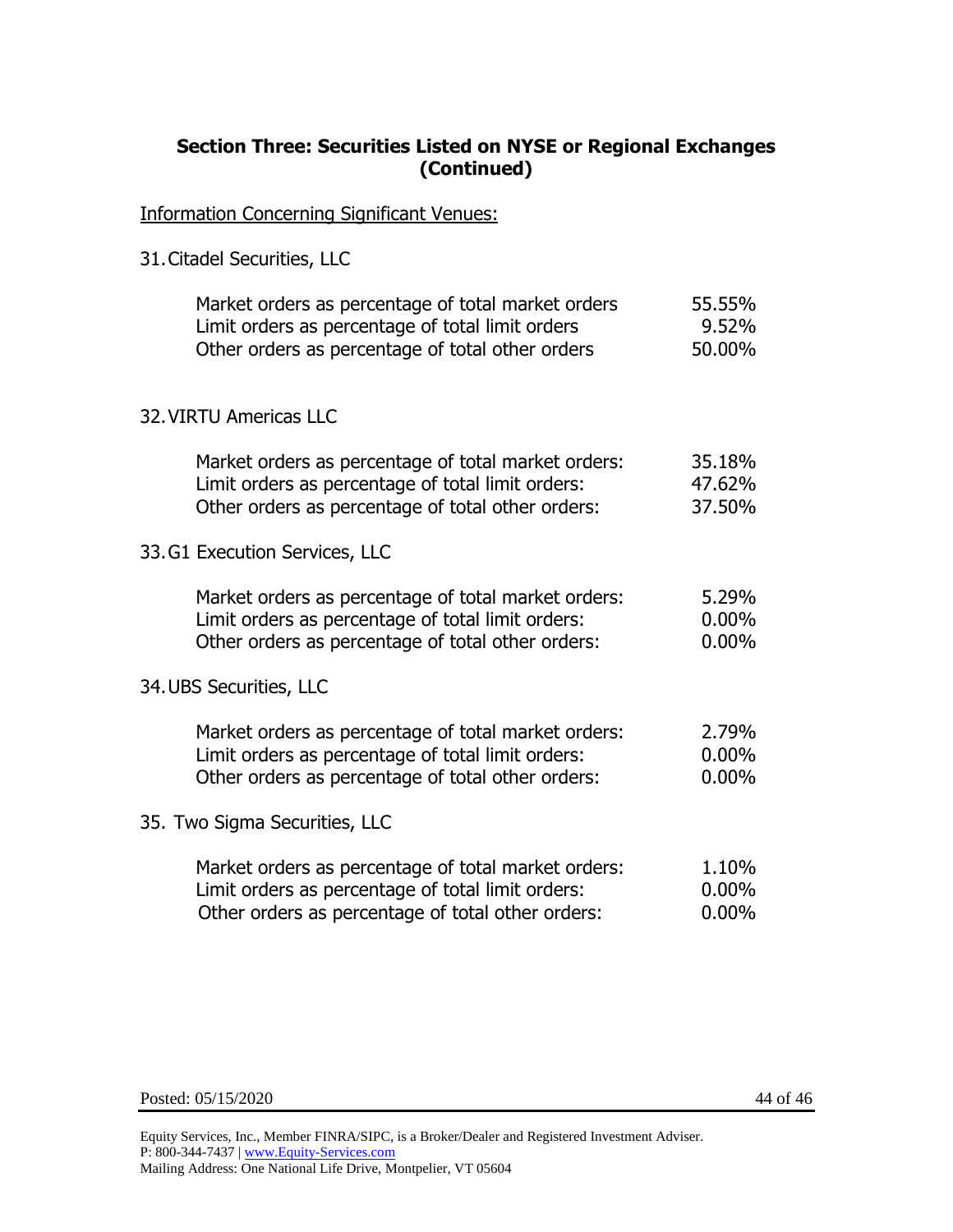## Section Three: Securities Listed on NYSE or Regional Exchanges (Continued)

Information Concerning Significant Venues:

31. Citadel Securities, LLC

| | |
|---|---|
| Market orders as percentage of total market orders | 55.55% |
| Limit orders as percentage of total limit orders | 9.52% |
| Other orders as percentage of total other orders | 50.00% |

32. VIRTU Americas LLC

| | |
|---|---|
| Market orders as percentage of total market orders: | 35.18% |
| Limit orders as percentage of total limit orders: | 47.62% |
| Other orders as percentage of total other orders: | 37.50% |

33. G1 Execution Services, LLC

| | |
|---|---|
| Market orders as percentage of total market orders: | 5.29% |
| Limit orders as percentage of total limit orders: | 0.00% |
| Other orders as percentage of total other orders: | 0.00% |

34. UBS Securities, LLC

| | |
|---|---|
| Market orders as percentage of total market orders: | 2.79% |
| Limit orders as percentage of total limit orders: | 0.00% |
| Other orders as percentage of total other orders: | 0.00% |

35. Two Sigma Securities, LLC

| | |
|---|---|
| Market orders as percentage of total market orders: | 1.10% |
| Limit orders as percentage of total limit orders: | 0.00% |
| Other orders as percentage of total other orders: | 0.00% |

Posted: 05/15/2020

Equity Services, Inc., Member FINRA/SIPC, is a Broker/Dealer and Registered Investment Adviser.
P: 800-344-7437 | www.Equity-Services.com
Mailing Address: One National Life Drive, Montpelier, VT 05604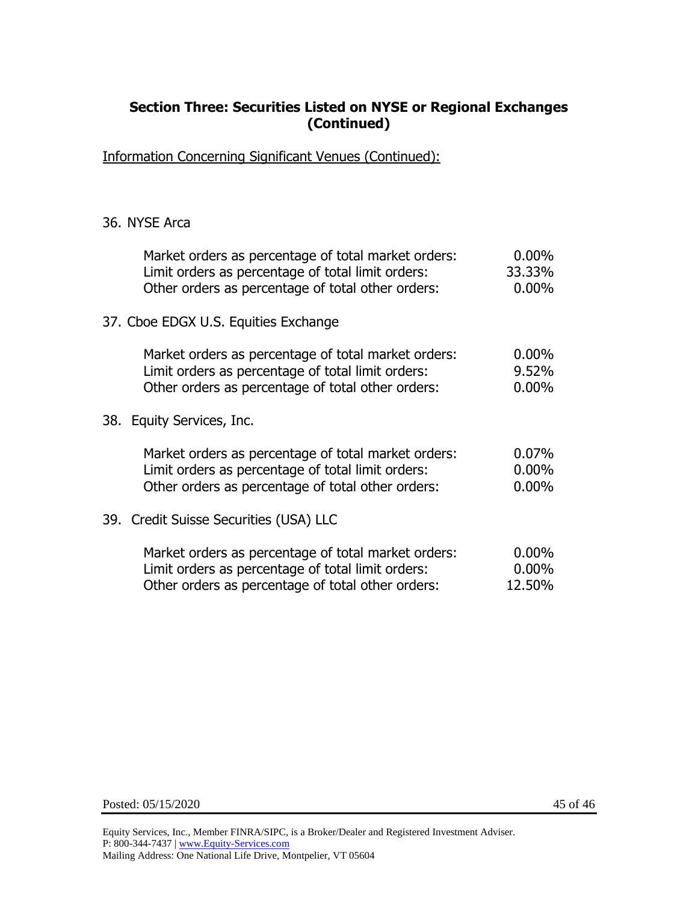## Section Three: Securities Listed on NYSE or Regional Exchanges (Continued)

Information Concerning Significant Venues (Continued):

36. NYSE Arca

| | |
|---|---|
| Market orders as percentage of total market orders: | 0.00% |
| Limit orders as percentage of total limit orders: | 33.33% |
| Other orders as percentage of total other orders: | 0.00% |

37. Cboe EDGX U.S. Equities Exchange

| | |
|---|---|
| Market orders as percentage of total market orders: | 0.00% |
| Limit orders as percentage of total limit orders: | 9.52% |
| Other orders as percentage of total other orders: | 0.00% |

38. Equity Services, Inc.

| | |
|---|---|
| Market orders as percentage of total market orders: | 0.07% |
| Limit orders as percentage of total limit orders: | 0.00% |
| Other orders as percentage of total other orders: | 0.00% |

39. Credit Suisse Securities (USA) LLC

| | |
|---|---|
| Market orders as percentage of total market orders: | 0.00% |
| Limit orders as percentage of total limit orders: | 0.00% |
| Other orders as percentage of total other orders: | 12.50% |

Posted: 05/15/2020

Equity Services, Inc., Member FINRA/SIPC, is a Broker/Dealer and Registered Investment Adviser.
P: 800-344-7437 | www.Equity-Services.com
Mailing Address: One National Life Drive, Montpelier, VT 05604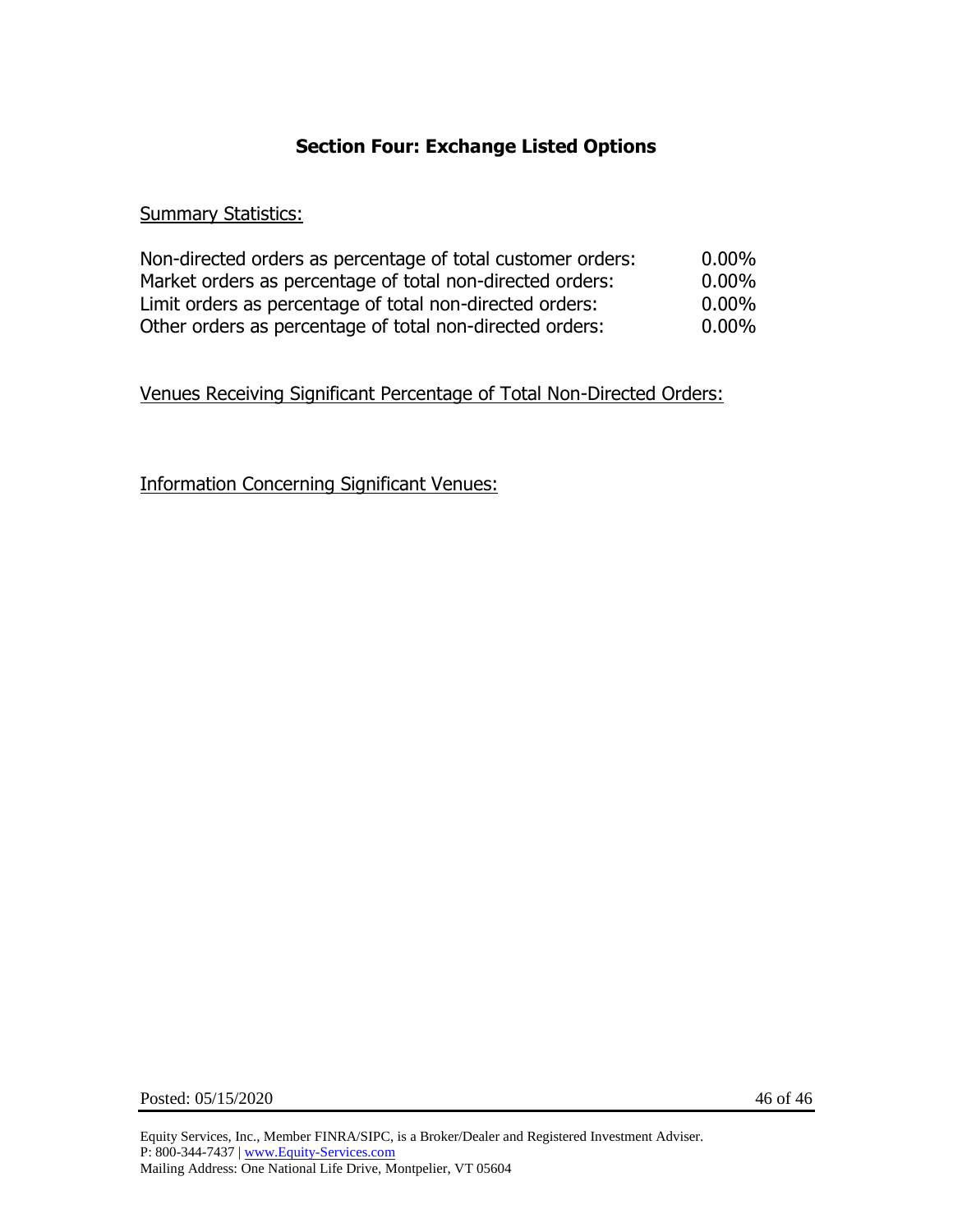## Section Four: Exchange Listed Options

Summary Statistics:

| | |
|---|---|
| Non-directed orders as percentage of total customer orders: | 0.00% |
| Market orders as percentage of total non-directed orders: | 0.00% |
| Limit orders as percentage of total non-directed orders: | 0.00% |
| Other orders as percentage of total non-directed orders: | 0.00% |

Venues Receiving Significant Percentage of Total Non-Directed Orders:

Information Concerning Significant Venues:

Posted: 05/15/2020

Equity Services, Inc., Member FINRA/SIPC, is a Broker/Dealer and Registered Investment Adviser.
P: 800-344-7437 | www.Equity-Services.com
Mailing Address: One National Life Drive, Montpelier, VT 05604